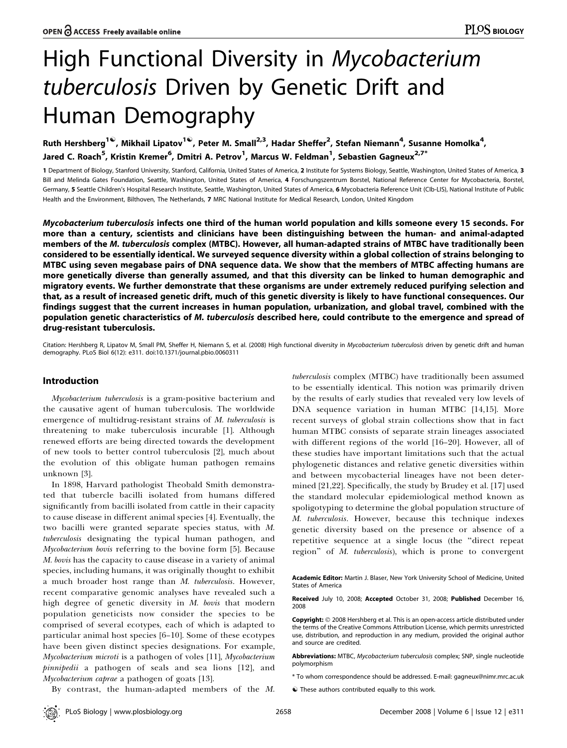OPEN ACCESS Freely available online

# High Functional Diversity in *Mycobacterium tuberculosis* Driven by Genetic Drift and Human Demography

Ruth Hershberg[1☯], Mikhail Lipatov[1☯], Peter M. Small[2,3], Hadar Sheffer[2], Stefan Niemann[4], Susanne Homolka[4], Jared C. Roach[5], Kristin Kremer[6], Dmitri A. Petrov[1], Marcus W. Feldman[1], Sebastien Gagneux[2,7*]

**1** Department of Biology, Stanford University, Stanford, California, United States of America, **2** Institute for Systems Biology, Seattle, Washington, United States of America, **3** Bill and Melinda Gates Foundation, Seattle, Washington, United States of America, **4** Forschungszentrum Borstel, National Reference Center for Mycobacteria, Borstel, Germany, **5** Seattle Children's Hospital Research Institute, Seattle, Washington, United States of America, **6** Mycobacteria Reference Unit (CIb-LIS), National Institute of Public Health and the Environment, Bilthoven, The Netherlands, **7** MRC National Institute for Medical Research, London, United Kingdom

***Mycobacterium tuberculosis*** **infects one third of the human world population and kills someone every 15 seconds. For more than a century, scientists and clinicians have been distinguishing between the human- and animal-adapted members of the** ***M. tuberculosis*** **complex (MTBC). However, all human-adapted strains of MTBC have traditionally been considered to be essentially identical. We surveyed sequence diversity within a global collection of strains belonging to MTBC using seven megabase pairs of DNA sequence data. We show that the members of MTBC affecting humans are more genetically diverse than generally assumed, and that this diversity can be linked to human demographic and migratory events. We further demonstrate that these organisms are under extremely reduced purifying selection and that, as a result of increased genetic drift, much of this genetic diversity is likely to have functional consequences. Our findings suggest that the current increases in human population, urbanization, and global travel, combined with the population genetic characteristics of** ***M. tuberculosis*** **described here, could contribute to the emergence and spread of drug-resistant tuberculosis.**

Citation: Hershberg R, Lipatov M, Small PM, Sheffer H, Niemann S, et al. (2008) High functional diversity in *Mycobacterium tuberculosis* driven by genetic drift and human demography. PLoS Biol 6(12): e311. doi:10.1371/journal.pbio.0060311

## Introduction

*Mycobacterium tuberculosis* is a gram-positive bacterium and the causative agent of human tuberculosis. The worldwide emergence of multidrug-resistant strains of *M. tuberculosis* is threatening to make tuberculosis incurable [1]. Although renewed efforts are being directed towards the development of new tools to better control tuberculosis [2], much about the evolution of this obligate human pathogen remains unknown [3].

In 1898, Harvard pathologist Theobald Smith demonstrated that tubercle bacilli isolated from humans differed significantly from bacilli isolated from cattle in their capacity to cause disease in different animal species [4]. Eventually, the two bacilli were granted separate species status, with *M. tuberculosis* designating the typical human pathogen, and *Mycobacterium bovis* referring to the bovine form [5]. Because *M. bovis* has the capacity to cause disease in a variety of animal species, including humans, it was originally thought to exhibit a much broader host range than *M. tuberculosis*. However, recent comparative genomic analyses have revealed such a high degree of genetic diversity in *M. bovis* that modern population geneticists now consider the species to be comprised of several ecotypes, each of which is adapted to particular animal host species [6–10]. Some of these ecotypes have been given distinct species designations. For example, *Mycobacterium microti* is a pathogen of voles [11], *Mycobacterium pinnipedii* a pathogen of seals and sea lions [12], and *Mycobacterium caprae* a pathogen of goats [13].

By contrast, the human-adapted members of the *M. tuberculosis* complex (MTBC) have traditionally been assumed to be essentially identical. This notion was primarily driven by the results of early studies that revealed very low levels of DNA sequence variation in human MTBC [14,15]. More recent surveys of global strain collections show that in fact human MTBC consists of separate strain lineages associated with different regions of the world [16–20]. However, all of these studies have important limitations such that the actual phylogenetic distances and relative genetic diversities within and between mycobacterial lineages have not been determined [21,22]. Specifically, the study by Brudey et al. [17] used the standard molecular epidemiological method known as spoligotyping to determine the global population structure of *M. tuberculosis*. However, because this technique indexes genetic diversity based on the presence or absence of a repetitive sequence at a single locus (the "direct repeat region" of *M. tuberculosis*), which is prone to convergent

**Academic Editor:** Martin J. Blaser, New York University School of Medicine, United States of America

**Received** July 10, 2008; **Accepted** October 31, 2008; **Published** December 16, 2008

**Copyright:** © 2008 Hershberg et al. This is an open-access article distributed under the terms of the Creative Commons Attribution License, which permits unrestricted use, distribution, and reproduction in any medium, provided the original author and source are credited.

**Abbreviations:** MTBC, *Mycobacterium tuberculosis* complex; SNP, single nucleotide polymorphism

\* To whom correspondence should be addressed. E-mail: gagneux@nimr.mrc.ac.uk

☯ These authors contributed equally to this work.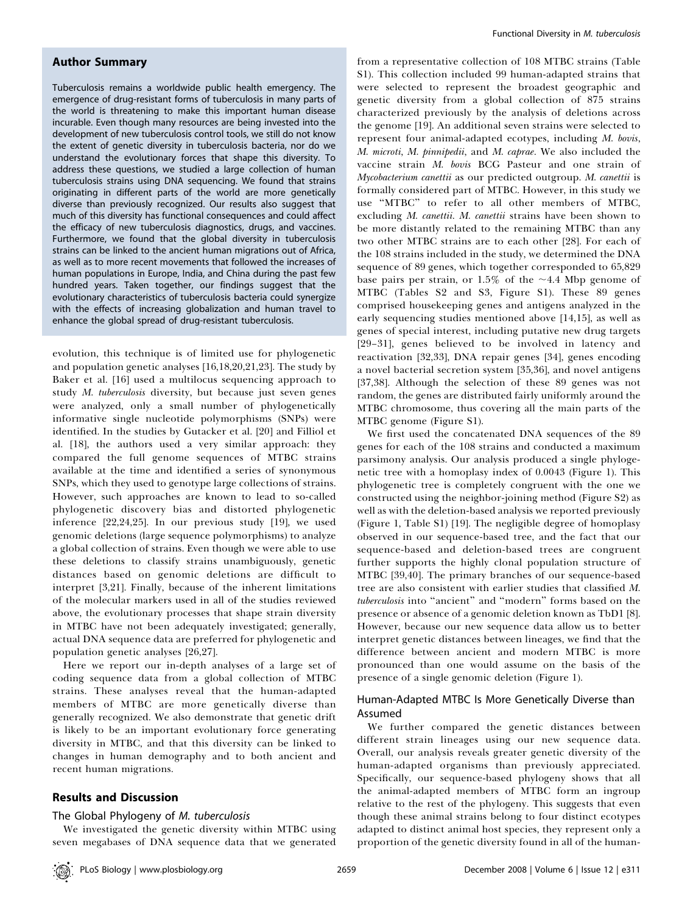## Author Summary

Tuberculosis remains a worldwide public health emergency. The emergence of drug-resistant forms of tuberculosis in many parts of the world is threatening to make this important human disease incurable. Even though many resources are being invested into the development of new tuberculosis control tools, we still do not know the extent of genetic diversity in tuberculosis bacteria, nor do we understand the evolutionary forces that shape this diversity. To address these questions, we studied a large collection of human tuberculosis strains using DNA sequencing. We found that strains originating in different parts of the world are more genetically diverse than previously recognized. Our results also suggest that much of this diversity has functional consequences and could affect the efficacy of new tuberculosis diagnostics, drugs, and vaccines. Furthermore, we found that the global diversity in tuberculosis strains can be linked to the ancient human migrations out of Africa, as well as to more recent movements that followed the increases of human populations in Europe, India, and China during the past few hundred years. Taken together, our findings suggest that the evolutionary characteristics of tuberculosis bacteria could synergize with the effects of increasing globalization and human travel to enhance the global spread of drug-resistant tuberculosis.

evolution, this technique is of limited use for phylogenetic and population genetic analyses [16,18,20,21,23]. The study by Baker et al. [16] used a multilocus sequencing approach to study *M. tuberculosis* diversity, but because just seven genes were analyzed, only a small number of phylogenetically informative single nucleotide polymorphisms (SNPs) were identified. In the studies by Gutacker et al. [20] and Filliol et al. [18], the authors used a very similar approach: they compared the full genome sequences of MTBC strains available at the time and identified a series of synonymous SNPs, which they used to genotype large collections of strains. However, such approaches are known to lead to so-called phylogenetic discovery bias and distorted phylogenetic inference [22,24,25]. In our previous study [19], we used genomic deletions (large sequence polymorphisms) to analyze a global collection of strains. Even though we were able to use these deletions to classify strains unambiguously, genetic distances based on genomic deletions are difficult to interpret [3,21]. Finally, because of the inherent limitations of the molecular markers used in all of the studies reviewed above, the evolutionary processes that shape strain diversity in MTBC have not been adequately investigated; generally, actual DNA sequence data are preferred for phylogenetic and population genetic analyses [26,27].

Here we report our in-depth analyses of a large set of coding sequence data from a global collection of MTBC strains. These analyses reveal that the human-adapted members of MTBC are more genetically diverse than generally recognized. We also demonstrate that genetic drift is likely to be an important evolutionary force generating diversity in MTBC, and that this diversity can be linked to changes in human demography and to both ancient and recent human migrations.

## Results and Discussion

### The Global Phylogeny of *M. tuberculosis*

We investigated the genetic diversity within MTBC using seven megabases of DNA sequence data that we generated from a representative collection of 108 MTBC strains (Table S1). This collection included 99 human-adapted strains that were selected to represent the broadest geographic and genetic diversity from a global collection of 875 strains characterized previously by the analysis of deletions across the genome [19]. An additional seven strains were selected to represent four animal-adapted ecotypes, including *M. bovis*, *M. microti*, *M. pinnipedii*, and *M. caprae*. We also included the vaccine strain *M. bovis* BCG Pasteur and one strain of *Mycobacterium canettii* as our predicted outgroup. *M. canettii* is formally considered part of MTBC. However, in this study we use "MTBC" to refer to all other members of MTBC, excluding *M. canettii*. *M. canettii* strains have been shown to be more distantly related to the remaining MTBC than any two other MTBC strains are to each other [28]. For each of the 108 strains included in the study, we determined the DNA sequence of 89 genes, which together corresponded to 65,829 base pairs per strain, or 1.5% of the ~4.4 Mbp genome of MTBC (Tables S2 and S3, Figure S1). These 89 genes comprised housekeeping genes and antigens analyzed in the early sequencing studies mentioned above [14,15], as well as genes of special interest, including putative new drug targets [29–31], genes believed to be involved in latency and reactivation [32,33], DNA repair genes [34], genes encoding a novel bacterial secretion system [35,36], and novel antigens [37,38]. Although the selection of these 89 genes was not random, the genes are distributed fairly uniformly around the MTBC chromosome, thus covering all the main parts of the MTBC genome (Figure S1).

We first used the concatenated DNA sequences of the 89 genes for each of the 108 strains and conducted a maximum parsimony analysis. Our analysis produced a single phylogenetic tree with a homoplasy index of 0.0043 (Figure 1). This phylogenetic tree is completely congruent with the one we constructed using the neighbor-joining method (Figure S2) as well as with the deletion-based analysis we reported previously (Figure 1, Table S1) [19]. The negligible degree of homoplasy observed in our sequence-based tree, and the fact that our sequence-based and deletion-based trees are congruent further supports the highly clonal population structure of MTBC [39,40]. The primary branches of our sequence-based tree are also consistent with earlier studies that classified *M. tuberculosis* into "ancient" and "modern" forms based on the presence or absence of a genomic deletion known as TbD1 [8]. However, because our new sequence data allow us to better interpret genetic distances between lineages, we find that the difference between ancient and modern MTBC is more pronounced than one would assume on the basis of the presence of a single genomic deletion (Figure 1).

### Human-Adapted MTBC Is More Genetically Diverse than Assumed

We further compared the genetic distances between different strain lineages using our new sequence data. Overall, our analysis reveals greater genetic diversity of the human-adapted organisms than previously appreciated. Specifically, our sequence-based phylogeny shows that all the animal-adapted members of MTBC form an ingroup relative to the rest of the phylogeny. This suggests that even though these animal strains belong to four distinct ecotypes adapted to distinct animal host species, they represent only a proportion of the genetic diversity found in all of the human-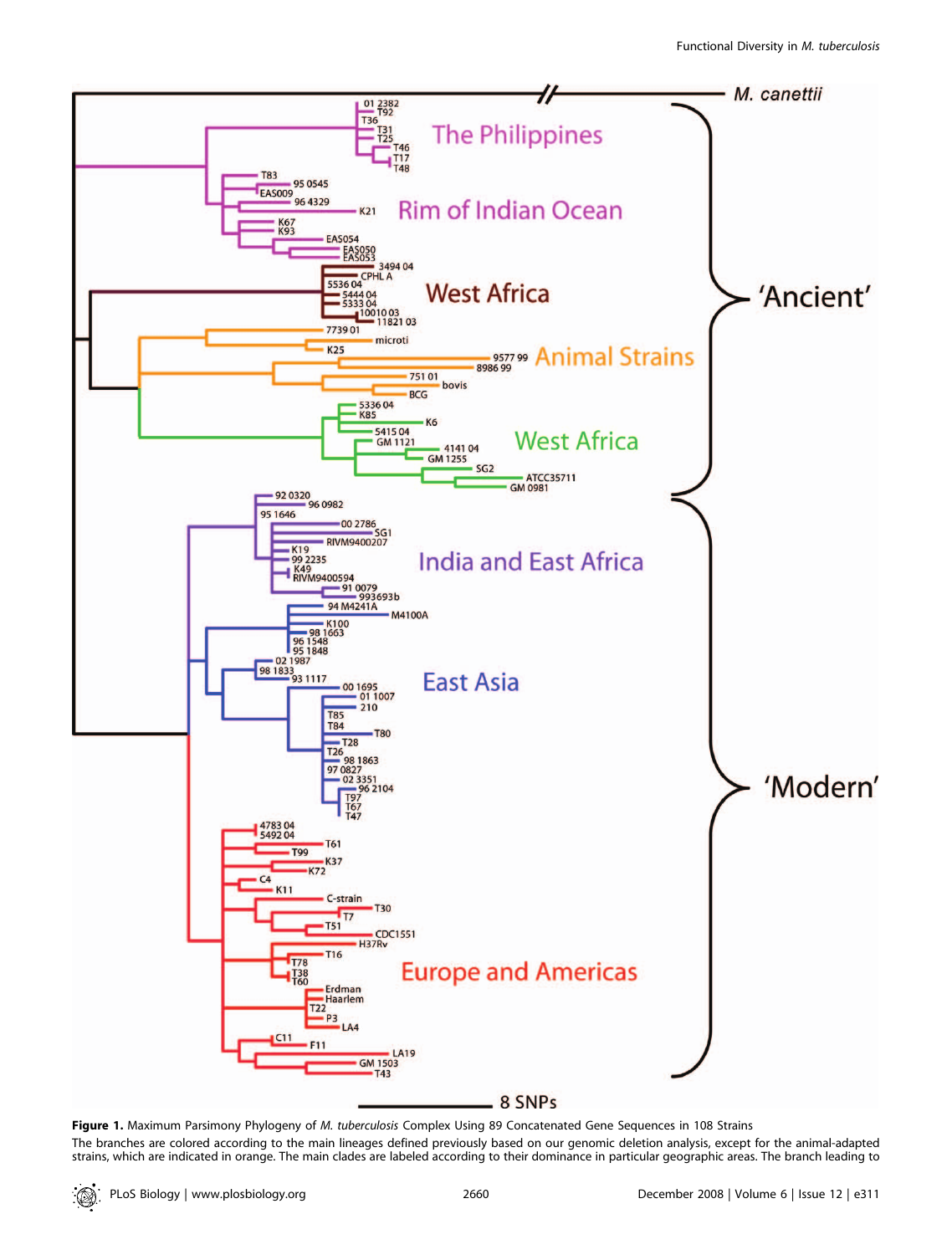**Figure 1.** Maximum Parsimony Phylogeny of *M. tuberculosis* Complex Using 89 Concatenated Gene Sequences in 108 Strains

The branches are colored according to the main lineages defined previously based on our genomic deletion analysis, except for the animal-adapted strains, which are indicated in orange. The main clades are labeled according to their dominance in particular geographic areas. The branch leading to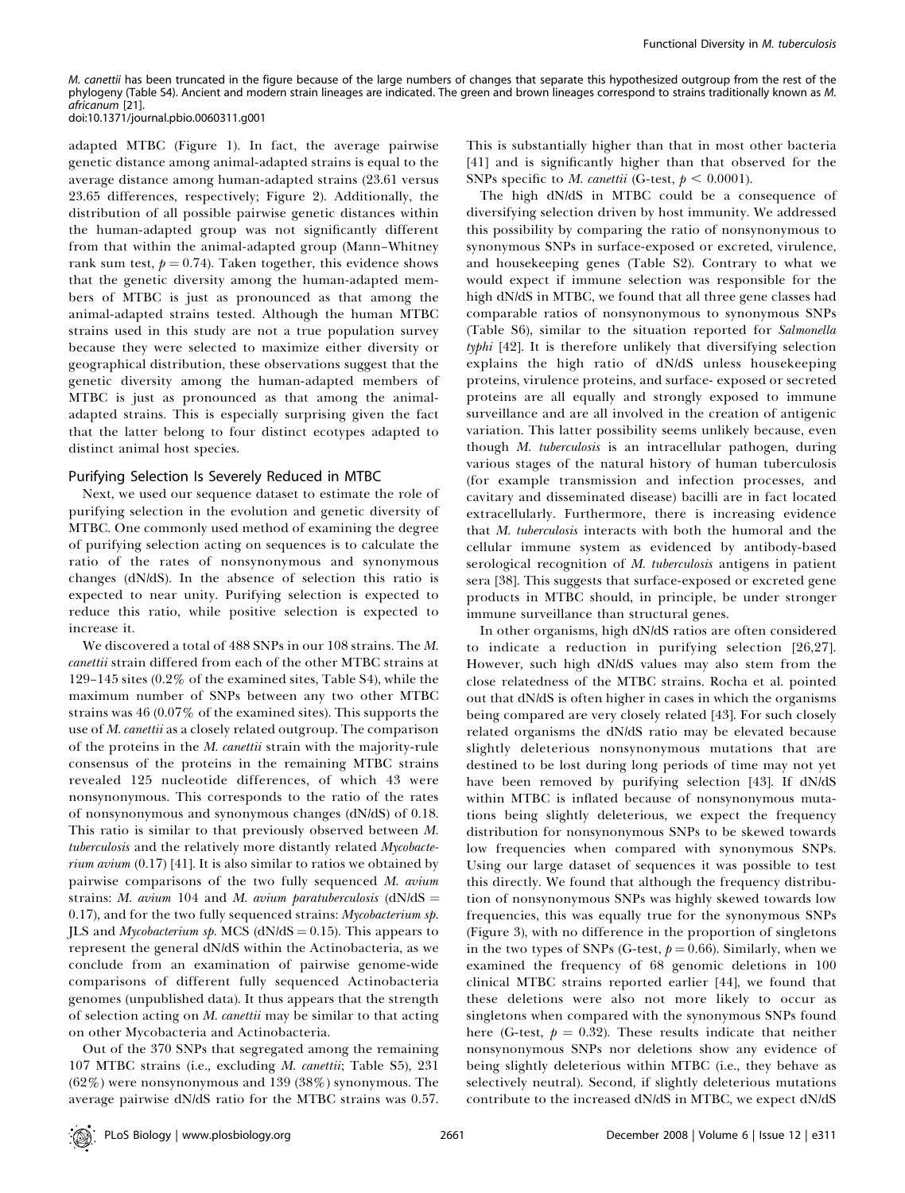*M. canettii* has been truncated in the figure because of the large numbers of changes that separate this hypothesized outgroup from the rest of the phylogeny (Table S4). Ancient and modern strain lineages are indicated. The green and brown lineages correspond to strains traditionally known as *M. africanum* [21].
doi:10.1371/journal.pbio.0060311.g001

adapted MTBC (Figure 1). In fact, the average pairwise genetic distance among animal-adapted strains is equal to the average distance among human-adapted strains (23.61 versus 23.65 differences, respectively; Figure 2). Additionally, the distribution of all possible pairwise genetic distances within the human-adapted group was not significantly different from that within the animal-adapted group (Mann–Whitney rank sum test, $p = 0.74$). Taken together, this evidence shows that the genetic diversity among the human-adapted members of MTBC is just as pronounced as that among the animal-adapted strains tested. Although the human MTBC strains used in this study are not a true population survey because they were selected to maximize either diversity or geographical distribution, these observations suggest that the genetic diversity among the human-adapted members of MTBC is just as pronounced as that among the animal-adapted strains. This is especially surprising given the fact that the latter belong to four distinct ecotypes adapted to distinct animal host species.

## Purifying Selection Is Severely Reduced in MTBC

Next, we used our sequence dataset to estimate the role of purifying selection in the evolution and genetic diversity of MTBC. One commonly used method of examining the degree of purifying selection acting on sequences is to calculate the ratio of the rates of nonsynonymous and synonymous changes (dN/dS). In the absence of selection this ratio is expected to near unity. Purifying selection is expected to reduce this ratio, while positive selection is expected to increase it.

We discovered a total of 488 SNPs in our 108 strains. The *M. canettii* strain differed from each of the other MTBC strains at 129–145 sites (0.2% of the examined sites, Table S4), while the maximum number of SNPs between any two other MTBC strains was 46 (0.07% of the examined sites). This supports the use of *M. canettii* as a closely related outgroup. The comparison of the proteins in the *M. canettii* strain with the majority-rule consensus of the proteins in the remaining MTBC strains revealed 125 nucleotide differences, of which 43 were nonsynonymous. This corresponds to the ratio of the rates of nonsynonymous and synonymous changes (dN/dS) of 0.18. This ratio is similar to that previously observed between *M. tuberculosis* and the relatively more distantly related *Mycobacterium avium* (0.17) [41]. It is also similar to ratios we obtained by pairwise comparisons of the two fully sequenced *M. avium* strains: *M. avium* 104 and *M. avium paratuberculosis* (dN/dS = 0.17), and for the two fully sequenced strains: *Mycobacterium sp.* JLS and *Mycobacterium sp.* MCS (dN/dS = 0.15). This appears to represent the general dN/dS within the Actinobacteria, as we conclude from an examination of pairwise genome-wide comparisons of different fully sequenced Actinobacteria genomes (unpublished data). It thus appears that the strength of selection acting on *M. canettii* may be similar to that acting on other Mycobacteria and Actinobacteria.

Out of the 370 SNPs that segregated among the remaining 107 MTBC strains (i.e., excluding *M. canettii*; Table S5), 231 (62%) were nonsynonymous and 139 (38%) synonymous. The average pairwise dN/dS ratio for the MTBC strains was 0.57. This is substantially higher than that in most other bacteria [41] and is significantly higher than that observed for the SNPs specific to *M. canettii* (G-test, $p < 0.0001$).

The high dN/dS in MTBC could be a consequence of diversifying selection driven by host immunity. We addressed this possibility by comparing the ratio of nonsynonymous to synonymous SNPs in surface-exposed or excreted, virulence, and housekeeping genes (Table S2). Contrary to what we would expect if immune selection was responsible for the high dN/dS in MTBC, we found that all three gene classes had comparable ratios of nonsynonymous to synonymous SNPs (Table S6), similar to the situation reported for *Salmonella typhi* [42]. It is therefore unlikely that diversifying selection explains the high ratio of dN/dS unless housekeeping proteins, virulence proteins, and surface- exposed or secreted proteins are all equally and strongly exposed to immune surveillance and are all involved in the creation of antigenic variation. This latter possibility seems unlikely because, even though *M. tuberculosis* is an intracellular pathogen, during various stages of the natural history of human tuberculosis (for example transmission and infection processes, and cavitary and disseminated disease) bacilli are in fact located extracellularly. Furthermore, there is increasing evidence that *M. tuberculosis* interacts with both the humoral and the cellular immune system as evidenced by antibody-based serological recognition of *M. tuberculosis* antigens in patient sera [38]. This suggests that surface-exposed or excreted gene products in MTBC should, in principle, be under stronger immune surveillance than structural genes.

In other organisms, high dN/dS ratios are often considered to indicate a reduction in purifying selection [26,27]. However, such high dN/dS values may also stem from the close relatedness of the MTBC strains. Rocha et al. pointed out that dN/dS is often higher in cases in which the organisms being compared are very closely related [43]. For such closely related organisms the dN/dS ratio may be elevated because slightly deleterious nonsynonymous mutations that are destined to be lost during long periods of time may not yet have been removed by purifying selection [43]. If dN/dS within MTBC is inflated because of nonsynonymous mutations being slightly deleterious, we expect the frequency distribution for nonsynonymous SNPs to be skewed towards low frequencies when compared with synonymous SNPs. Using our large dataset of sequences it was possible to test this directly. We found that although the frequency distribution of nonsynonymous SNPs was highly skewed towards low frequencies, this was equally true for the synonymous SNPs (Figure 3), with no difference in the proportion of singletons in the two types of SNPs (G-test, $p = 0.66$). Similarly, when we examined the frequency of 68 genomic deletions in 100 clinical MTBC strains reported earlier [44], we found that these deletions were also not more likely to occur as singletons when compared with the synonymous SNPs found here (G-test, $p = 0.32$). These results indicate that neither nonsynonymous SNPs nor deletions show any evidence of being slightly deleterious within MTBC (i.e., they behave as selectively neutral). Second, if slightly deleterious mutations contribute to the increased dN/dS in MTBC, we expect dN/dS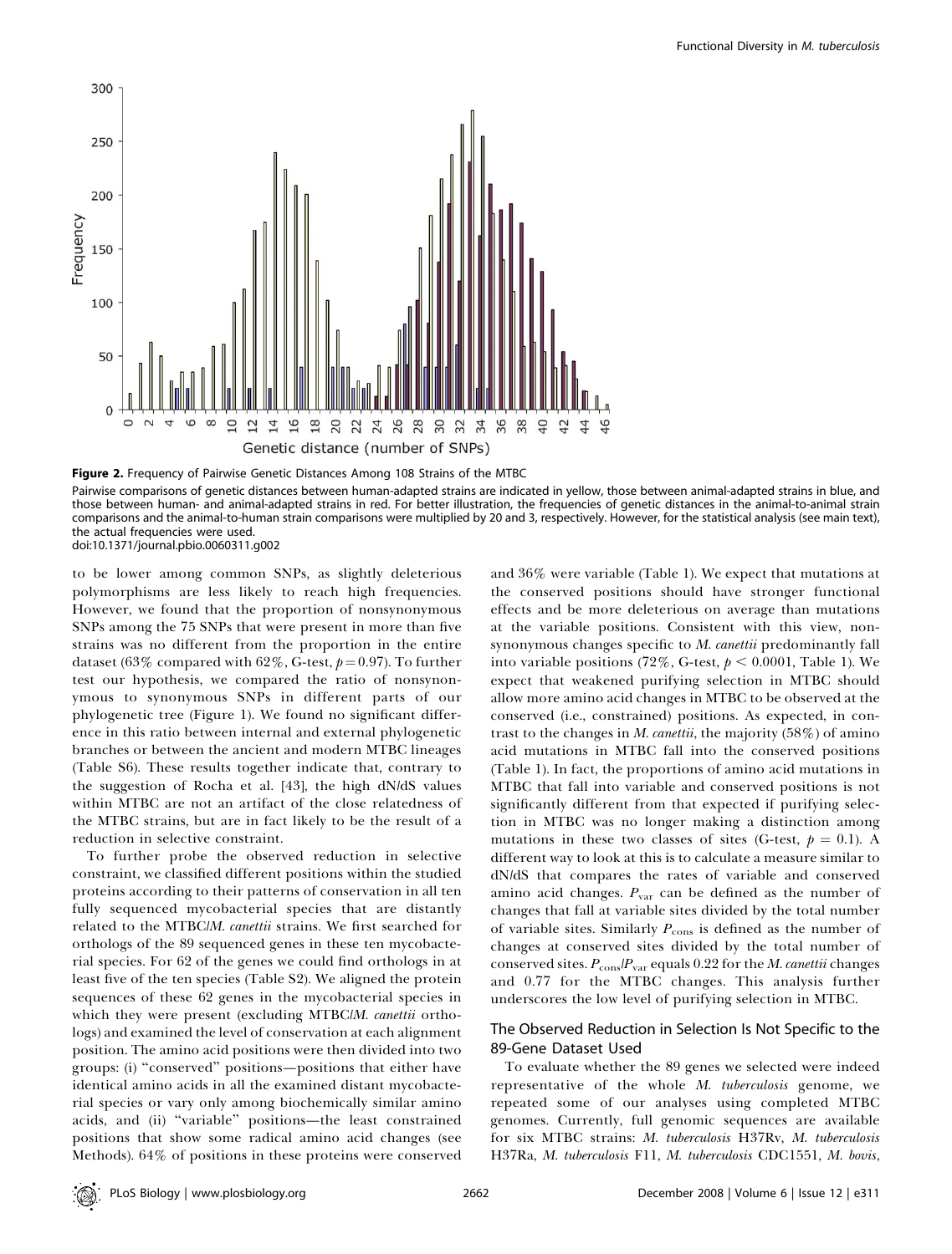**Figure 2.** Frequency of Pairwise Genetic Distances Among 108 Strains of the MTBC

Pairwise comparisons of genetic distances between human-adapted strains are indicated in yellow, those between animal-adapted strains in blue, and those between human- and animal-adapted strains in red. For better illustration, the frequencies of genetic distances in the animal-to-animal strain comparisons and the animal-to-human strain comparisons were multiplied by 20 and 3, respectively. However, for the statistical analysis (see main text), the actual frequencies were used.

doi:10.1371/journal.pbio.0060311.g002

to be lower among common SNPs, as slightly deleterious polymorphisms are less likely to reach high frequencies. However, we found that the proportion of nonsynonymous SNPs among the 75 SNPs that were present in more than five strains was no different from the proportion in the entire dataset (63% compared with 62%, G-test, $p = 0.97$). To further test our hypothesis, we compared the ratio of nonsynonymous to synonymous SNPs in different parts of our phylogenetic tree (Figure 1). We found no significant difference in this ratio between internal and external phylogenetic branches or between the ancient and modern MTBC lineages (Table S6). These results together indicate that, contrary to the suggestion of Rocha et al. [43], the high dN/dS values within MTBC are not an artifact of the close relatedness of the MTBC strains, but are in fact likely to be the result of a reduction in selective constraint.

To further probe the observed reduction in selective constraint, we classified different positions within the studied proteins according to their patterns of conservation in all ten fully sequenced mycobacterial species that are distantly related to the MTBC/*M. canettii* strains. We first searched for orthologs of the 89 sequenced genes in these ten mycobacterial species. For 62 of the genes we could find orthologs in at least five of the ten species (Table S2). We aligned the protein sequences of these 62 genes in the mycobacterial species in which they were present (excluding MTBC/*M. canettii* orthologs) and examined the level of conservation at each alignment position. The amino acid positions were then divided into two groups: (i) "conserved" positions—positions that either have identical amino acids in all the examined distant mycobacterial species or vary only among biochemically similar amino acids, and (ii) "variable" positions—the least constrained positions that show some radical amino acid changes (see Methods). 64% of positions in these proteins were conserved and 36% were variable (Table 1). We expect that mutations at the conserved positions should have stronger functional effects and be more deleterious on average than mutations at the variable positions. Consistent with this view, nonsynonymous changes specific to *M. canettii* predominantly fall into variable positions (72%, G-test, $p < 0.0001$, Table 1). We expect that weakened purifying selection in MTBC should allow more amino acid changes in MTBC to be observed at the conserved (i.e., constrained) positions. As expected, in contrast to the changes in *M. canettii*, the majority (58%) of amino acid mutations in MTBC fall into the conserved positions (Table 1). In fact, the proportions of amino acid mutations in MTBC that fall into variable and conserved positions is not significantly different from that expected if purifying selection in MTBC was no longer making a distinction among mutations in these two classes of sites (G-test, $p = 0.1$). A different way to look at this is to calculate a measure similar to dN/dS that compares the rates of variable and conserved amino acid changes. $P_{var}$ can be defined as the number of changes that fall at variable sites divided by the total number of variable sites. Similarly $P_{cons}$ is defined as the number of changes at conserved sites divided by the total number of conserved sites. $P_{cons}/P_{var}$ equals 0.22 for the *M. canettii* changes and 0.77 for the MTBC changes. This analysis further underscores the low level of purifying selection in MTBC.

## The Observed Reduction in Selection Is Not Specific to the 89-Gene Dataset Used

To evaluate whether the 89 genes we selected were indeed representative of the whole *M. tuberculosis* genome, we repeated some of our analyses using completed MTBC genomes. Currently, full genomic sequences are available for six MTBC strains: *M. tuberculosis* H37Rv, *M. tuberculosis* H37Ra, *M. tuberculosis* F11, *M. tuberculosis* CDC1551, *M. bovis*,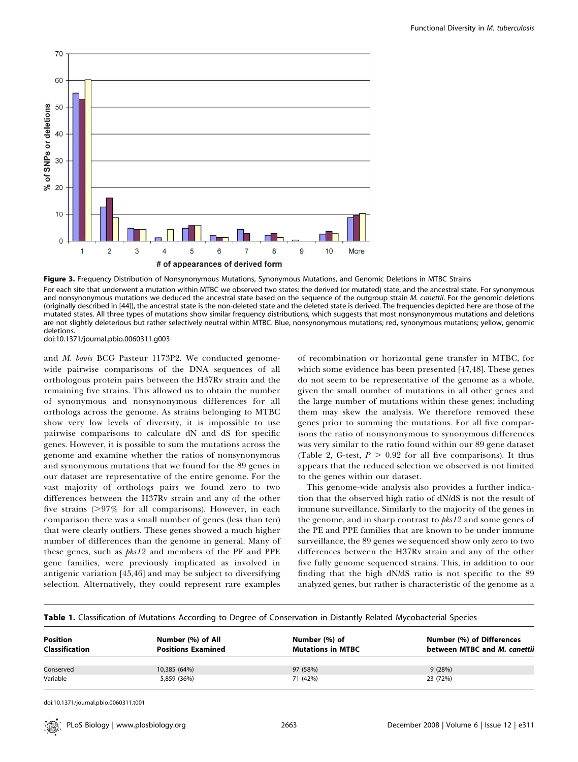**Figure 3.** Frequency Distribution of Nonsynonymous Mutations, Synonymous Mutations, and Genomic Deletions in MTBC Strains

For each site that underwent a mutation within MTBC we observed two states: the derived (or mutated) state, and the ancestral state. For synonymous and nonsynonymous mutations we deduced the ancestral state based on the sequence of the outgroup strain *M. canettii*. For the genomic deletions (originally described in [44]), the ancestral state is the non-deleted state and the deleted state is derived. The frequencies depicted here are those of the mutated states. All three types of mutations show similar frequency distributions, which suggests that most nonsynonymous mutations and deletions are not slightly deleterious but rather selectively neutral within MTBC. Blue, nonsynonymous mutations; red, synonymous mutations; yellow, genomic deletions.

doi:10.1371/journal.pbio.0060311.g003

and *M. bovis* BCG Pasteur 1173P2. We conducted genome-wide pairwise comparisons of the DNA sequences of all orthologous protein pairs between the H37Rv strain and the remaining five strains. This allowed us to obtain the number of synonymous and nonsynonymous differences for all orthologs across the genome. As strains belonging to MTBC show very low levels of diversity, it is impossible to use pairwise comparisons to calculate dN and dS for specific genes. However, it is possible to sum the mutations across the genome and examine whether the ratios of nonsynonymous and synonymous mutations that we found for the 89 genes in our dataset are representative of the entire genome. For the vast majority of orthologs pairs we found zero to two differences between the H37Rv strain and any of the other five strains (>97% for all comparisons). However, in each comparison there was a small number of genes (less than ten) that were clearly outliers. These genes showed a much higher number of differences than the genome in general. Many of these genes, such as *pks12* and members of the PE and PPE gene families, were previously implicated as involved in antigenic variation [45,46] and may be subject to diversifying selection. Alternatively, they could represent rare examples of recombination or horizontal gene transfer in MTBC, for which some evidence has been presented [47,48]. These genes do not seem to be representative of the genome as a whole, given the small number of mutations in all other genes and the large number of mutations within these genes; including them may skew the analysis. We therefore removed these genes prior to summing the mutations. For all five comparisons the ratio of nonsynonymous to synonymous differences was very similar to the ratio found within our 89 gene dataset (Table 2, G-test, $P > 0.92$ for all five comparisons). It thus appears that the reduced selection we observed is not limited to the genes within our dataset.

This genome-wide analysis also provides a further indication that the observed high ratio of dN/dS is not the result of immune surveillance. Similarly to the majority of the genes in the genome, and in sharp contrast to *pks12* and some genes of the PE and PPE families that are known to be under immune surveillance, the 89 genes we sequenced show only zero to two differences between the H37Rv strain and any of the other five fully genome sequenced strains. This, in addition to our finding that the high dN/dS ratio is not specific to the 89 analyzed genes, but rather is characteristic of the genome as a

**Table 1.** Classification of Mutations According to Degree of Conservation in Distantly Related Mycobacterial Species

| Position Classification | Number (%) of All Positions Examined | Number (%) of Mutations in MTBC | Number (%) of Differences between MTBC and *M. canettii* |
|---|---|---|---|
| Conserved | 10,385 (64%) | 97 (58%) | 9 (28%) |
| Variable | 5,859 (36%) | 71 (42%) | 23 (72%) |

doi:10.1371/journal.pbio.0060311.t001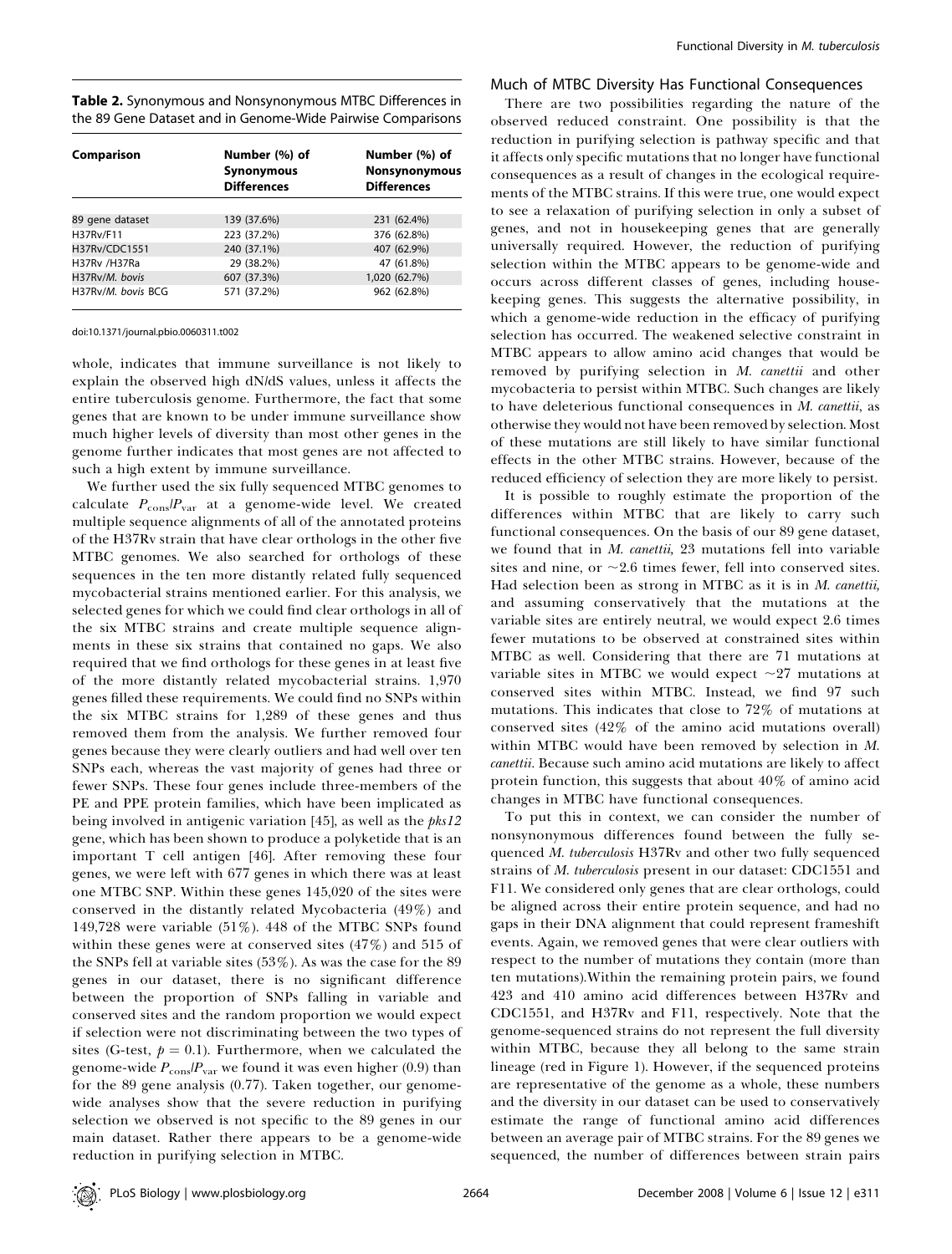**Table 2.** Synonymous and Nonsynonymous MTBC Differences in the 89 Gene Dataset and in Genome-Wide Pairwise Comparisons

| Comparison | Number (%) of Synonymous Differences | Number (%) of Nonsynonymous Differences |
|---|---|---|
| 89 gene dataset | 139 (37.6%) | 231 (62.4%) |
| H37Rv/F11 | 223 (37.2%) | 376 (62.8%) |
| H37Rv/CDC1551 | 240 (37.1%) | 407 (62.9%) |
| H37Rv /H37Ra | 29 (38.2%) | 47 (61.8%) |
| H37Rv/*M. bovis* | 607 (37.3%) | 1,020 (62.7%) |
| H37Rv/*M. bovis* BCG | 571 (37.2%) | 962 (62.8%) |

doi:10.1371/journal.pbio.0060311.t002

whole, indicates that immune surveillance is not likely to explain the observed high dN/dS values, unless it affects the entire tuberculosis genome. Furthermore, the fact that some genes that are known to be under immune surveillance show much higher levels of diversity than most other genes in the genome further indicates that most genes are not affected to such a high extent by immune surveillance.

We further used the six fully sequenced MTBC genomes to calculate $P_{\mathrm{cons}}/P_{\mathrm{var}}$ at a genome-wide level. We created multiple sequence alignments of all of the annotated proteins of the H37Rv strain that have clear orthologs in the other five MTBC genomes. We also searched for orthologs of these sequences in the ten more distantly related fully sequenced mycobacterial strains mentioned earlier. For this analysis, we selected genes for which we could find clear orthologs in all of the six MTBC strains and create multiple sequence alignments in these six strains that contained no gaps. We also required that we find orthologs for these genes in at least five of the more distantly related mycobacterial strains. 1,970 genes filled these requirements. We could find no SNPs within the six MTBC strains for 1,289 of these genes and thus removed them from the analysis. We further removed four genes because they were clearly outliers and had well over ten SNPs each, whereas the vast majority of genes had three or fewer SNPs. These four genes include three-members of the PE and PPE protein families, which have been implicated as being involved in antigenic variation [45], as well as the *pks12* gene, which has been shown to produce a polyketide that is an important T cell antigen [46]. After removing these four genes, we were left with 677 genes in which there was at least one MTBC SNP. Within these genes 145,020 of the sites were conserved in the distantly related Mycobacteria (49%) and 149,728 were variable (51%). 448 of the MTBC SNPs found within these genes were at conserved sites (47%) and 515 of the SNPs fell at variable sites (53%). As was the case for the 89 genes in our dataset, there is no significant difference between the proportion of SNPs falling in variable and conserved sites and the random proportion we would expect if selection were not discriminating between the two types of sites (G-test, $p = 0.1$). Furthermore, when we calculated the genome-wide $P_{\mathrm{cons}}/P_{\mathrm{var}}$ we found it was even higher (0.9) than for the 89 gene analysis (0.77). Taken together, our genome-wide analyses show that the severe reduction in purifying selection we observed is not specific to the 89 genes in our main dataset. Rather there appears to be a genome-wide reduction in purifying selection in MTBC.

### Much of MTBC Diversity Has Functional Consequences

There are two possibilities regarding the nature of the observed reduced constraint. One possibility is that the reduction in purifying selection is pathway specific and that it affects only specific mutations that no longer have functional consequences as a result of changes in the ecological requirements of the MTBC strains. If this were true, one would expect to see a relaxation of purifying selection in only a subset of genes, and not in housekeeping genes that are generally universally required. However, the reduction of purifying selection within the MTBC appears to be genome-wide and occurs across different classes of genes, including housekeeping genes. This suggests the alternative possibility, in which a genome-wide reduction in the efficacy of purifying selection has occurred. The weakened selective constraint in MTBC appears to allow amino acid changes that would be removed by purifying selection in *M. canettii* and other mycobacteria to persist within MTBC. Such changes are likely to have deleterious functional consequences in *M. canettii*, as otherwise they would not have been removed by selection. Most of these mutations are still likely to have similar functional effects in the other MTBC strains. However, because of the reduced efficiency of selection they are more likely to persist.

It is possible to roughly estimate the proportion of the differences within MTBC that are likely to carry such functional consequences. On the basis of our 89 gene dataset, we found that in *M. canettii*, 23 mutations fell into variable sites and nine, or ~2.6 times fewer, fell into conserved sites. Had selection been as strong in MTBC as it is in *M. canettii*, and assuming conservatively that the mutations at the variable sites are entirely neutral, we would expect 2.6 times fewer mutations to be observed at constrained sites within MTBC as well. Considering that there are 71 mutations at variable sites in MTBC we would expect ~27 mutations at conserved sites within MTBC. Instead, we find 97 such mutations. This indicates that close to 72% of mutations at conserved sites (42% of the amino acid mutations overall) within MTBC would have been removed by selection in *M. canettii*. Because such amino acid mutations are likely to affect protein function, this suggests that about 40% of amino acid changes in MTBC have functional consequences.

To put this in context, we can consider the number of nonsynonymous differences found between the fully sequenced *M. tuberculosis* H37Rv and other two fully sequenced strains of *M. tuberculosis* present in our dataset: CDC1551 and F11. We considered only genes that are clear orthologs, could be aligned across their entire protein sequence, and had no gaps in their DNA alignment that could represent frameshift events. Again, we removed genes that were clear outliers with respect to the number of mutations they contain (more than ten mutations).Within the remaining protein pairs, we found 423 and 410 amino acid differences between H37Rv and CDC1551, and H37Rv and F11, respectively. Note that the genome-sequenced strains do not represent the full diversity within MTBC, because they all belong to the same strain lineage (red in Figure 1). However, if the sequenced proteins are representative of the genome as a whole, these numbers and the diversity in our dataset can be used to conservatively estimate the range of functional amino acid differences between an average pair of MTBC strains. For the 89 genes we sequenced, the number of differences between strain pairs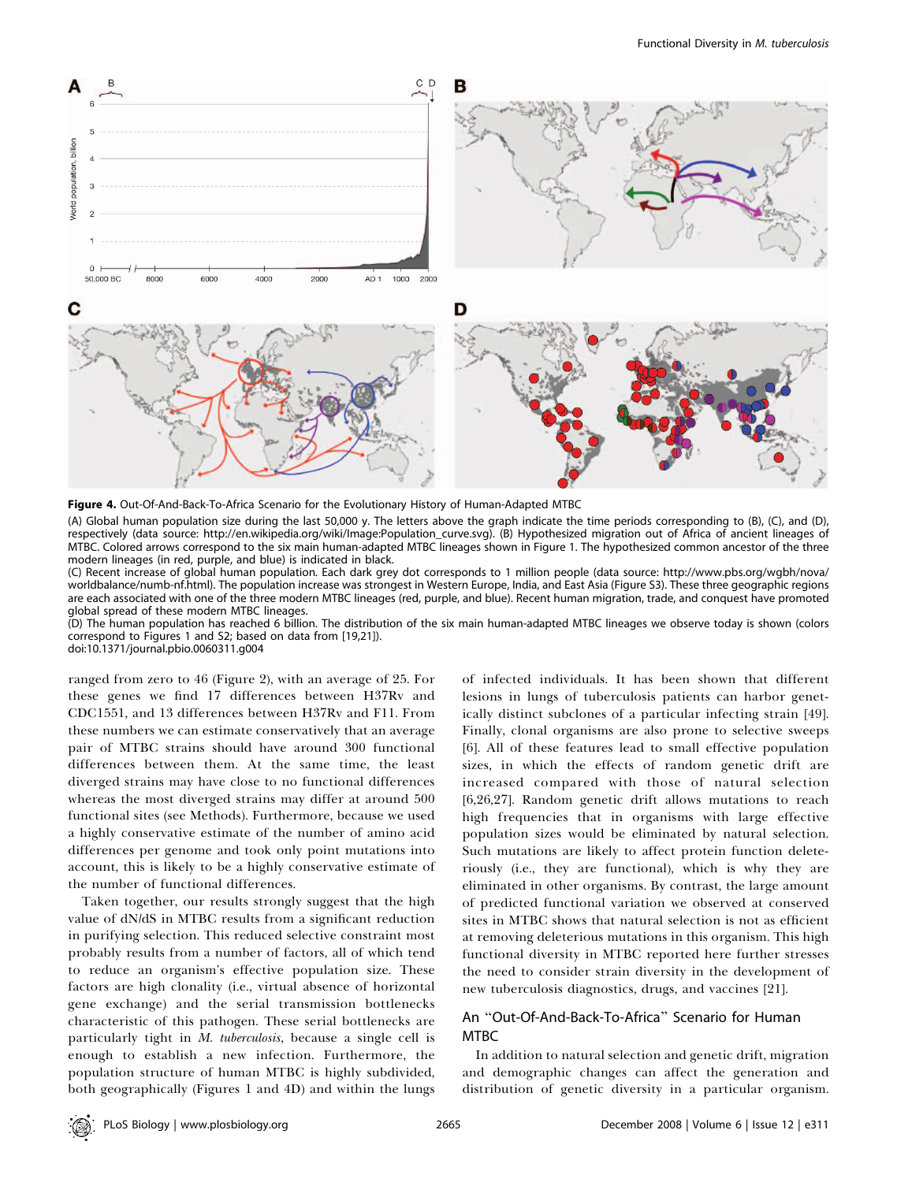**Figure 4.** Out-Of-And-Back-To-Africa Scenario for the Evolutionary History of Human-Adapted MTBC

(A) Global human population size during the last 50,000 y. The letters above the graph indicate the time periods corresponding to (B), (C), and (D), respectively (data source: http://en.wikipedia.org/wiki/Image:Population_curve.svg). (B) Hypothesized migration out of Africa of ancient lineages of MTBC. Colored arrows correspond to the six main human-adapted MTBC lineages shown in Figure 1. The hypothesized common ancestor of the three modern lineages (in red, purple, and blue) is indicated in black.

(C) Recent increase of global human population. Each dark grey dot corresponds to 1 million people (data source: http://www.pbs.org/wgbh/nova/worldbalance/numb-nf.html). The population increase was strongest in Western Europe, India, and East Asia (Figure S3). These three geographic regions are each associated with one of the three modern MTBC lineages (red, purple, and blue). Recent human migration, trade, and conquest have promoted global spread of these modern MTBC lineages.

(D) The human population has reached 6 billion. The distribution of the six main human-adapted MTBC lineages we observe today is shown (colors correspond to Figures 1 and S2; based on data from [19,21]).

doi:10.1371/journal.pbio.0060311.g004

ranged from zero to 46 (Figure 2), with an average of 25. For these genes we find 17 differences between H37Rv and CDC1551, and 13 differences between H37Rv and F11. From these numbers we can estimate conservatively that an average pair of MTBC strains should have around 300 functional differences between them. At the same time, the least diverged strains may have close to no functional differences whereas the most diverged strains may differ at around 500 functional sites (see Methods). Furthermore, because we used a highly conservative estimate of the number of amino acid differences per genome and took only point mutations into account, this is likely to be a highly conservative estimate of the number of functional differences.

Taken together, our results strongly suggest that the high value of dN/dS in MTBC results from a significant reduction in purifying selection. This reduced selective constraint most probably results from a number of factors, all of which tend to reduce an organism's effective population size. These factors are high clonality (i.e., virtual absence of horizontal gene exchange) and the serial transmission bottlenecks characteristic of this pathogen. These serial bottlenecks are particularly tight in *M. tuberculosis*, because a single cell is enough to establish a new infection. Furthermore, the population structure of human MTBC is highly subdivided, both geographically (Figures 1 and 4D) and within the lungs of infected individuals. It has been shown that different lesions in lungs of tuberculosis patients can harbor genetically distinct subclones of a particular infecting strain [49]. Finally, clonal organisms are also prone to selective sweeps [6]. All of these features lead to small effective population sizes, in which the effects of random genetic drift are increased compared with those of natural selection [6,26,27]. Random genetic drift allows mutations to reach high frequencies that in organisms with large effective population sizes would be eliminated by natural selection. Such mutations are likely to affect protein function deleteriously (i.e., they are functional), which is why they are eliminated in other organisms. By contrast, the large amount of predicted functional variation we observed at conserved sites in MTBC shows that natural selection is not as efficient at removing deleterious mutations in this organism. This high functional diversity in MTBC reported here further stresses the need to consider strain diversity in the development of new tuberculosis diagnostics, drugs, and vaccines [21].

## An "Out-Of-And-Back-To-Africa" Scenario for Human MTBC

In addition to natural selection and genetic drift, migration and demographic changes can affect the generation and distribution of genetic diversity in a particular organism.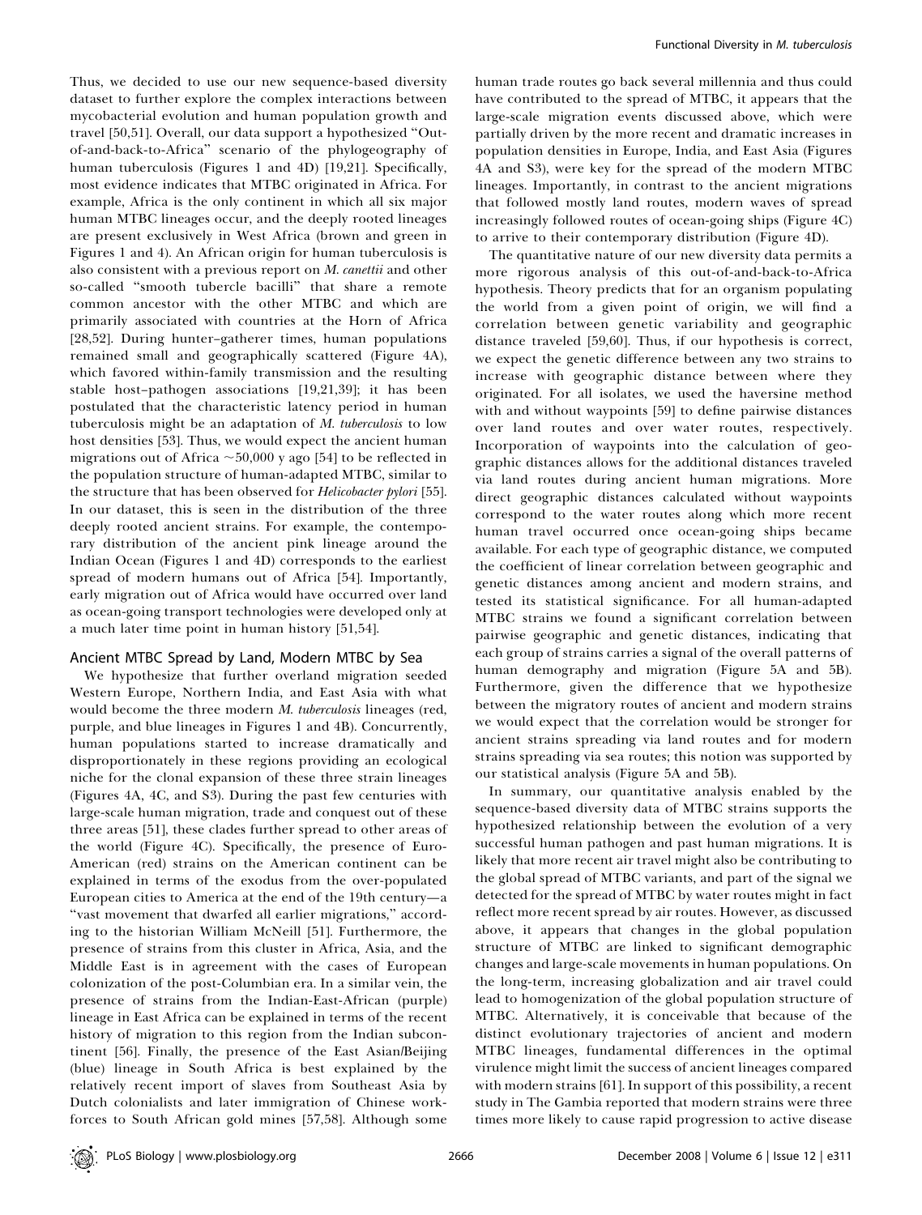Thus, we decided to use our new sequence-based diversity dataset to further explore the complex interactions between mycobacterial evolution and human population growth and travel [50,51]. Overall, our data support a hypothesized "Out-of-and-back-to-Africa" scenario of the phylogeography of human tuberculosis (Figures 1 and 4D) [19,21]. Specifically, most evidence indicates that MTBC originated in Africa. For example, Africa is the only continent in which all six major human MTBC lineages occur, and the deeply rooted lineages are present exclusively in West Africa (brown and green in Figures 1 and 4). An African origin for human tuberculosis is also consistent with a previous report on *M. canettii* and other so-called "smooth tubercle bacilli" that share a remote common ancestor with the other MTBC and which are primarily associated with countries at the Horn of Africa [28,52]. During hunter–gatherer times, human populations remained small and geographically scattered (Figure 4A), which favored within-family transmission and the resulting stable host–pathogen associations [19,21,39]; it has been postulated that the characteristic latency period in human tuberculosis might be an adaptation of *M. tuberculosis* to low host densities [53]. Thus, we would expect the ancient human migrations out of Africa ~50,000 y ago [54] to be reflected in the population structure of human-adapted MTBC, similar to the structure that has been observed for *Helicobacter pylori* [55]. In our dataset, this is seen in the distribution of the three deeply rooted ancient strains. For example, the contemporary distribution of the ancient pink lineage around the Indian Ocean (Figures 1 and 4D) corresponds to the earliest spread of modern humans out of Africa [54]. Importantly, early migration out of Africa would have occurred over land as ocean-going transport technologies were developed only at a much later time point in human history [51,54].

## Ancient MTBC Spread by Land, Modern MTBC by Sea

We hypothesize that further overland migration seeded Western Europe, Northern India, and East Asia with what would become the three modern *M. tuberculosis* lineages (red, purple, and blue lineages in Figures 1 and 4B). Concurrently, human populations started to increase dramatically and disproportionately in these regions providing an ecological niche for the clonal expansion of these three strain lineages (Figures 4A, 4C, and S3). During the past few centuries with large-scale human migration, trade and conquest out of these three areas [51], these clades further spread to other areas of the world (Figure 4C). Specifically, the presence of Euro-American (red) strains on the American continent can be explained in terms of the exodus from the over-populated European cities to America at the end of the 19th century—a "vast movement that dwarfed all earlier migrations," according to the historian William McNeill [51]. Furthermore, the presence of strains from this cluster in Africa, Asia, and the Middle East is in agreement with the cases of European colonization of the post-Columbian era. In a similar vein, the presence of strains from the Indian-East-African (purple) lineage in East Africa can be explained in terms of the recent history of migration to this region from the Indian subcontinent [56]. Finally, the presence of the East Asian/Beijing (blue) lineage in South Africa is best explained by the relatively recent import of slaves from Southeast Asia by Dutch colonialists and later immigration of Chinese workforces to South African gold mines [57,58]. Although some human trade routes go back several millennia and thus could have contributed to the spread of MTBC, it appears that the large-scale migration events discussed above, which were partially driven by the more recent and dramatic increases in population densities in Europe, India, and East Asia (Figures 4A and S3), were key for the spread of the modern MTBC lineages. Importantly, in contrast to the ancient migrations that followed mostly land routes, modern waves of spread increasingly followed routes of ocean-going ships (Figure 4C) to arrive to their contemporary distribution (Figure 4D).

The quantitative nature of our new diversity data permits a more rigorous analysis of this out-of-and-back-to-Africa hypothesis. Theory predicts that for an organism populating the world from a given point of origin, we will find a correlation between genetic variability and geographic distance traveled [59,60]. Thus, if our hypothesis is correct, we expect the genetic difference between any two strains to increase with geographic distance between where they originated. For all isolates, we used the haversine method with and without waypoints [59] to define pairwise distances over land routes and over water routes, respectively. Incorporation of waypoints into the calculation of geographic distances allows for the additional distances traveled via land routes during ancient human migrations. More direct geographic distances calculated without waypoints correspond to the water routes along which more recent human travel occurred once ocean-going ships became available. For each type of geographic distance, we computed the coefficient of linear correlation between geographic and genetic distances among ancient and modern strains, and tested its statistical significance. For all human-adapted MTBC strains we found a significant correlation between pairwise geographic and genetic distances, indicating that each group of strains carries a signal of the overall patterns of human demography and migration (Figure 5A and 5B). Furthermore, given the difference that we hypothesize between the migratory routes of ancient and modern strains we would expect that the correlation would be stronger for ancient strains spreading via land routes and for modern strains spreading via sea routes; this notion was supported by our statistical analysis (Figure 5A and 5B).

In summary, our quantitative analysis enabled by the sequence-based diversity data of MTBC strains supports the hypothesized relationship between the evolution of a very successful human pathogen and past human migrations. It is likely that more recent air travel might also be contributing to the global spread of MTBC variants, and part of the signal we detected for the spread of MTBC by water routes might in fact reflect more recent spread by air routes. However, as discussed above, it appears that changes in the global population structure of MTBC are linked to significant demographic changes and large-scale movements in human populations. On the long-term, increasing globalization and air travel could lead to homogenization of the global population structure of MTBC. Alternatively, it is conceivable that because of the distinct evolutionary trajectories of ancient and modern MTBC lineages, fundamental differences in the optimal virulence might limit the success of ancient lineages compared with modern strains [61]. In support of this possibility, a recent study in The Gambia reported that modern strains were three times more likely to cause rapid progression to active disease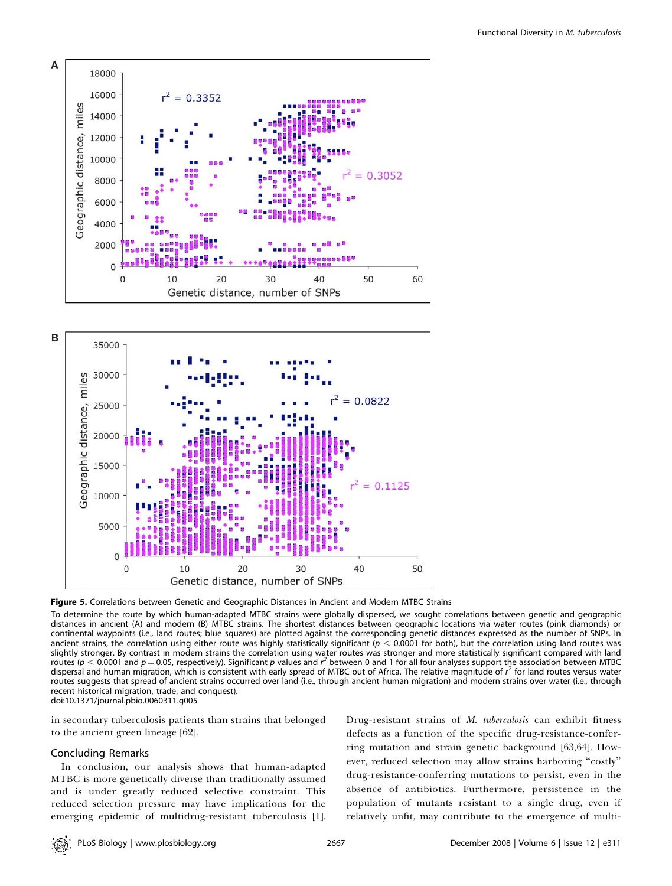**Figure 5.** Correlations between Genetic and Geographic Distances in Ancient and Modern MTBC Strains

To determine the route by which human-adapted MTBC strains were globally dispersed, we sought correlations between genetic and geographic distances in ancient (A) and modern (B) MTBC strains. The shortest distances between geographic locations via water routes (pink diamonds) or continental waypoints (i.e., land routes; blue squares) are plotted against the corresponding genetic distances expressed as the number of SNPs. In ancient strains, the correlation using either route was highly statistically significant ($p < 0.0001$ for both), but the correlation using land routes was slightly stronger. By contrast in modern strains the correlation using water routes was stronger and more statistically significant compared with land routes ($p < 0.0001$ and $p = 0.05$, respectively). Significant $p$ values and $r^2$ between 0 and 1 for all four analyses support the association between MTBC dispersal and human migration, which is consistent with early spread of MTBC out of Africa. The relative magnitude of $r^2$ for land routes versus water routes suggests that spread of ancient strains occurred over land (i.e., through ancient human migration) and modern strains over water (i.e., through recent historical migration, trade, and conquest).

doi:10.1371/journal.pbio.0060311.g005

in secondary tuberculosis patients than strains that belonged to the ancient green lineage [62].

## Concluding Remarks

In conclusion, our analysis shows that human-adapted MTBC is more genetically diverse than traditionally assumed and is under greatly reduced selective constraint. This reduced selection pressure may have implications for the emerging epidemic of multidrug-resistant tuberculosis [1]. Drug-resistant strains of *M. tuberculosis* can exhibit fitness defects as a function of the specific drug-resistance-conferring mutation and strain genetic background [63,64]. However, reduced selection may allow strains harboring "costly" drug-resistance-conferring mutations to persist, even in the absence of antibiotics. Furthermore, persistence in the population of mutants resistant to a single drug, even if relatively unfit, may contribute to the emergence of multi-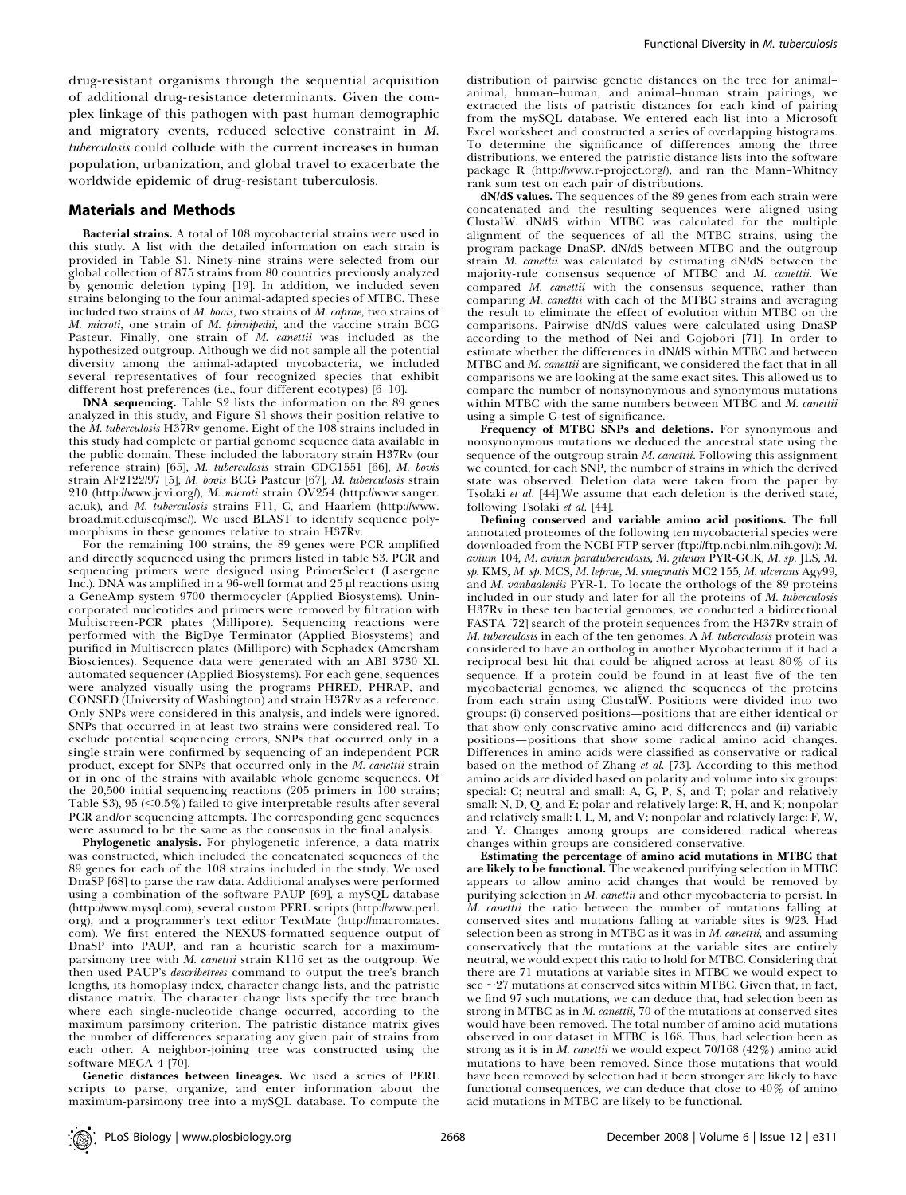drug-resistant organisms through the sequential acquisition of additional drug-resistance determinants. Given the complex linkage of this pathogen with past human demographic and migratory events, reduced selective constraint in *M. tuberculosis* could collude with the current increases in human population, urbanization, and global travel to exacerbate the worldwide epidemic of drug-resistant tuberculosis.

## Materials and Methods

**Bacterial strains.** A total of 108 mycobacterial strains were used in this study. A list with the detailed information on each strain is provided in Table S1. Ninety-nine strains were selected from our global collection of 875 strains from 80 countries previously analyzed by genomic deletion typing [19]. In addition, we included seven strains belonging to the four animal-adapted species of MTBC. These included two strains of *M. bovis*, two strains of *M. caprae*, two strains of *M. microti*, one strain of *M. pinnipedii*, and the vaccine strain BCG Pasteur. Finally, one strain of *M. canettii* was included as the hypothesized outgroup. Although we did not sample all the potential diversity among the animal-adapted mycobacteria, we included several representatives of four recognized species that exhibit different host preferences (i.e., four different ecotypes) [6–10].

**DNA sequencing.** Table S2 lists the information on the 89 genes analyzed in this study, and Figure S1 shows their position relative to the *M. tuberculosis* H37Rv genome. Eight of the 108 strains included in this study had complete or partial genome sequence data available in the public domain. These included the laboratory strain H37Rv (our reference strain) [65], *M. tuberculosis* strain CDC1551 [66], *M. bovis* strain AF2122/97 [5], *M. bovis* BCG Pasteur [67], *M. tuberculosis* strain 210 (http://www.jcvi.org/), *M. microti* strain OV254 (http://www.sanger.ac.uk), and *M. tuberculosis* strains F11, C, and Haarlem (http://www.broad.mit.edu/seq/msc/). We used BLAST to identify sequence polymorphisms in these genomes relative to strain H37Rv.

For the remaining 100 strains, the 89 genes were PCR amplified and directly sequenced using the primers listed in table S3. PCR and sequencing primers were designed using PrimerSelect (Lasergene Inc.). DNA was amplified in a 96-well format and 25 µl reactions using a GeneAmp system 9700 thermocycler (Applied Biosystems). Unincorporated nucleotides and primers were removed by filtration with Multiscreen-PCR plates (Millipore). Sequencing reactions were performed with the BigDye Terminator (Applied Biosystems) and purified in Multiscreen plates (Millipore) with Sephadex (Amersham Biosciences). Sequence data were generated with an ABI 3730 XL automated sequencer (Applied Biosystems). For each gene, sequences were analyzed visually using the programs PHRED, PHRAP, and CONSED (University of Washington) and strain H37Rv as a reference. Only SNPs were considered in this analysis, and indels were ignored. SNPs that occurred in at least two strains were considered real. To exclude potential sequencing errors, SNPs that occurred only in a single strain were confirmed by sequencing of an independent PCR product, except for SNPs that occurred only in the *M. canettii* strain or in one of the strains with available whole genome sequences. Of the 20,500 initial sequencing reactions (205 primers in 100 strains; Table S3), 95 (<0.5%) failed to give interpretable results after several PCR and/or sequencing attempts. The corresponding gene sequences were assumed to be the same as the consensus in the final analysis.

**Phylogenetic analysis.** For phylogenetic inference, a data matrix was constructed, which included the concatenated sequences of the 89 genes for each of the 108 strains included in the study. We used DnaSP [68] to parse the raw data. Additional analyses were performed using a combination of the software PAUP [69], a mySQL database (http://www.mysql.com), several custom PERL scripts (http://www.perl.org), and a programmer's text editor TextMate (http://macromates.com). We first entered the NEXUS-formatted sequence output of DnaSP into PAUP, and ran a heuristic search for a maximum-parsimony tree with *M. canettii* strain K116 set as the outgroup. We then used PAUP's *describetrees* command to output the tree's branch lengths, its homoplasy index, character change lists, and the patristic distance matrix. The character change lists specify the tree branch where each single-nucleotide change occurred, according to the maximum parsimony criterion. The patristic distance matrix gives the number of differences separating any given pair of strains from each other. A neighbor-joining tree was constructed using the software MEGA 4 [70].

**Genetic distances between lineages.** We used a series of PERL scripts to parse, organize, and enter information about the maximum-parsimony tree into a mySQL database. To compute the distribution of pairwise genetic distances on the tree for animal–animal, human–human, and animal–human strain pairings, we extracted the lists of patristic distances for each kind of pairing from the mySQL database. We entered each list into a Microsoft Excel worksheet and constructed a series of overlapping histograms. To determine the significance of differences among the three distributions, we entered the patristic distance lists into the software package R (http://www.r-project.org/), and ran the Mann–Whitney rank sum test on each pair of distributions.

**dN/dS values.** The sequences of the 89 genes from each strain were concatenated and the resulting sequences were aligned using ClustalW. dN/dS within MTBC was calculated for the multiple alignment of the sequences of all the MTBC strains, using the program package DnaSP. dN/dS between MTBC and the outgroup strain *M. canettii* was calculated by estimating dN/dS between the majority-rule consensus sequence of MTBC and *M. canettii*. We compared *M. canettii* with the consensus sequence, rather than comparing *M. canettii* with each of the MTBC strains and averaging the result to eliminate the effect of evolution within MTBC on the comparisons. Pairwise dN/dS values were calculated using DnaSP according to the method of Nei and Gojobori [71]. In order to estimate whether the differences in dN/dS within MTBC and between MTBC and *M. canettii* are significant, we considered the fact that in all comparisons we are looking at the same exact sites. This allowed us to compare the number of nonsynonymous and synonymous mutations within MTBC with the same numbers between MTBC and *M. canettii* using a simple G-test of significance.

**Frequency of MTBC SNPs and deletions.** For synonymous and nonsynonymous mutations we deduced the ancestral state using the sequence of the outgroup strain *M. canettii*. Following this assignment we counted, for each SNP, the number of strains in which the derived state was observed. Deletion data were taken from the paper by Tsolaki *et al.* [44].We assume that each deletion is the derived state, following Tsolaki *et al.* [44].

**Defining conserved and variable amino acid positions.** The full annotated proteomes of the following ten mycobacterial species were downloaded from the NCBI FTP server (ftp://ftp.ncbi.nlm.nih.gov/): *M. avium* 104, *M. avium paratuberculosis*, *M. gilvum* PYR-GCK, *M. sp.* JLS, *M. sp.* KMS, *M. sp.* MCS, *M. leprae*, *M. smegmatis* MC2 155, *M. ulcerans* Agy99, and *M. vanbaalenii* PYR-1. To locate the orthologs of the 89 proteins included in our study and later for all the proteins of *M. tuberculosis* H37Rv in these ten bacterial genomes, we conducted a bidirectional FASTA [72] search of the protein sequences from the H37Rv strain of *M. tuberculosis* in each of the ten genomes. A *M. tuberculosis* protein was considered to have an ortholog in another Mycobacterium if it had a reciprocal best hit that could be aligned across at least 80% of its sequence. If a protein could be found in at least five of the ten mycobacterial genomes, we aligned the sequences of the proteins from each strain using ClustalW. Positions were divided into two groups: (i) conserved positions—positions that are either identical or that show only conservative amino acid differences and (ii) variable positions—positions that show some radical amino acid changes. Differences in amino acids were classified as conservative or radical based on the method of Zhang *et al.* [73]. According to this method amino acids are divided based on polarity and volume into six groups: special: C; neutral and small: A, G, P, S, and T; polar and relatively small: N, D, Q, and E; polar and relatively large: R, H, and K; nonpolar and relatively small: I, L, M, and V; nonpolar and relatively large: F, W, and Y. Changes among groups are considered radical whereas changes within groups are considered conservative.

**Estimating the percentage of amino acid mutations in MTBC that are likely to be functional.** The weakened purifying selection in MTBC appears to allow amino acid changes that would be removed by purifying selection in *M. canettii* and other mycobacteria to persist. In *M. canettii* the ratio between the number of mutations falling at conserved sites and mutations falling at variable sites is 9/23. Had selection been as strong in MTBC as it was in *M. canettii*, and assuming conservatively that the mutations at the variable sites are entirely neutral, we would expect this ratio to hold for MTBC. Considering that there are 71 mutations at variable sites in MTBC we would expect to see ~27 mutations at conserved sites within MTBC. Given that, in fact, we find 97 such mutations, we can deduce that, had selection been as strong in MTBC as in *M. canettii*, 70 of the mutations at conserved sites would have been removed. The total number of amino acid mutations observed in our dataset in MTBC is 168. Thus, had selection been as strong as it is in *M. canettii* we would expect 70/168 (42%) amino acid mutations to have been removed. Since those mutations that would have been removed by selection had it been stronger are likely to have functional consequences, we can deduce that close to 40% of amino acid mutations in MTBC are likely to be functional.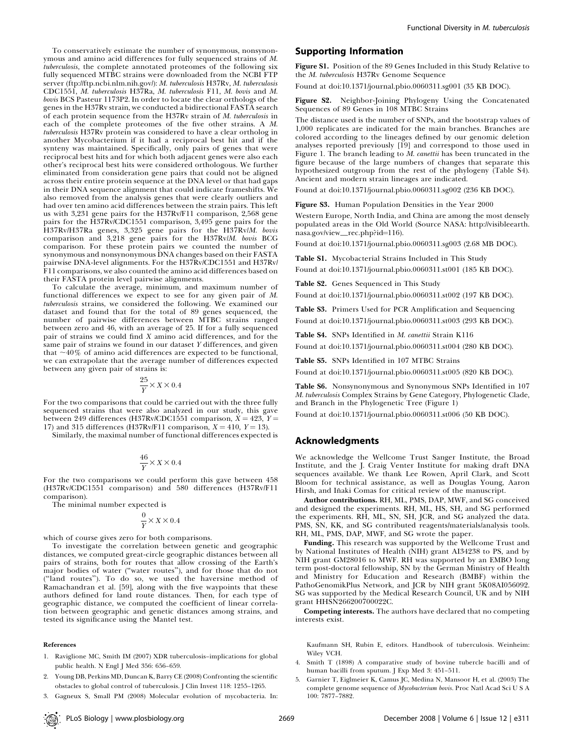To conservatively estimate the number of synonymous, nonsynonymous and amino acid differences for fully sequenced strains of *M. tuberculosis*, the complete annotated proteomes of the following six fully sequenced MTBC strains were downloaded from the NCBI FTP server (ftp://ftp.ncbi.nlm.nih.gov/): *M. tuberculosis* H37Rv, *M. tuberculosis* CDC1551, *M. tuberculosis* H37Ra, *M. tuberculosis* F11, *M. bovis* and *M. bovis* BCG Pasteur 1173P2. In order to locate the clear orthologs of the genes in the H37Rv strain, we conducted a bidirectional FASTA search of each protein sequence from the H37Rv strain of *M. tuberculosis* in each of the complete proteomes of the five other strains. A *M. tuberculosis* H37Rv protein was considered to have a clear ortholog in another Mycobacterium if it had a reciprocal best hit and if the synteny was maintained. Specifically, only pairs of genes that were reciprocal best hits and for which both adjacent genes were also each other's reciprocal best hits were considered orthologous. We further eliminated from consideration gene pairs that could not be aligned across their entire protein sequence at the DNA level or that had gaps in their DNA sequence alignment that could indicate frameshifts. We also removed from the analysis genes that were clearly outliers and had over ten amino acid differences between the strain pairs. This left us with 3,231 gene pairs for the H37Rv/F11 comparison, 2,568 gene pairs for the H37Rv/CDC1551 comparison, 3,495 gene pairs for the H37Rv/H37Ra genes, 3,325 gene pairs for the H37Rv/*M. bovis* comparison and 3,218 gene pairs for the H37Rv/*M. bovis* BCG comparison. For these protein pairs we counted the number of synonymous and nonsynonymous DNA changes based on their FASTA pairwise DNA-level alignments. For the H37Rv/CDC1551 and H37Rv/F11 comparisons, we also counted the amino acid differences based on their FASTA protein level pairwise alignments.

To calculate the average, minimum, and maximum number of functional differences we expect to see for any given pair of *M. tuberculosis* strains, we considered the following. We examined our dataset and found that for the total of 89 genes sequenced, the number of pairwise differences between MTBC strains ranged between zero and 46, with an average of 25. If for a fully sequenced pair of strains we could find $X$ amino acid differences, and for the same pair of strains we found in our dataset $Y$ differences, and given that ~40% of amino acid differences are expected to be functional, we can extrapolate that the average number of differences expected between any given pair of strains is:

$$\frac{25}{Y} \times X \times 0.4$$

For the two comparisons that could be carried out with the three fully sequenced strains that were also analyzed in our study, this gave between 249 differences (H37Rv/CDC1551 comparison, $X = 423$, $Y = 17$) and 315 differences (H37Rv/F11 comparison, $X = 410$, $Y = 13$).

Similarly, the maximal number of functional differences expected is

$$\frac{46}{Y} \times X \times 0.4$$

For the two comparisons we could perform this gave between 458 (H37Rv/CDC1551 comparison) and 580 differences (H37Rv/F11 comparison).

The minimal number expected is

$$\frac{0}{Y} \times X \times 0.4$$

which of course gives zero for both comparisons.

To investigate the correlation between genetic and geographic distances, we computed great-circle geographic distances between all pairs of strains, both for routes that allow crossing of the Earth's major bodies of water ("water routes"), and for those that do not ("land routes"). To do so, we used the haversine method of Ramachandran et al. [59], along with the five waypoints that these authors defined for land route distances. Then, for each type of geographic distance, we computed the coefficient of linear correlation between geographic and genetic distances among strains, and tested its significance using the Mantel test.

## Supporting Information

**Figure S1.** Position of the 89 Genes Included in this Study Relative to the *M. tuberculosis* H37Rv Genome Sequence

Found at doi:10.1371/journal.pbio.0060311.sg001 (35 KB DOC).

**Figure S2.** Neighbor-Joining Phylogeny Using the Concatenated Sequences of 89 Genes in 108 MTBC Strains

The distance used is the number of SNPs, and the bootstrap values of 1,000 replicates are indicated for the main branches. Branches are colored according to the lineages defined by our genomic deletion analyses reported previously [19] and correspond to those used in Figure 1. The branch leading to *M. canettii* has been truncated in the figure because of the large numbers of changes that separate this hypothesized outgroup from the rest of the phylogeny (Table S4). Ancient and modern strain lineages are indicated.

Found at doi:10.1371/journal.pbio.0060311.sg002 (236 KB DOC).

**Figure S3.** Human Population Densities in the Year 2000

Western Europe, North India, and China are among the most densely populated areas in the Old World (Source NASA: http://visibleearth.nasa.gov/view_rec.php?id=116).

Found at doi:10.1371/journal.pbio.0060311.sg003 (2.68 MB DOC).

**Table S1.** Mycobacterial Strains Included in This Study

Found at doi:10.1371/journal.pbio.0060311.st001 (185 KB DOC).

**Table S2.** Genes Sequenced in This Study

Found at doi:10.1371/journal.pbio.0060311.st002 (197 KB DOC).

**Table S3.** Primers Used for PCR Amplification and Sequencing

Found at doi:10.1371/journal.pbio.0060311.st003 (293 KB DOC).

**Table S4.** SNPs Identified in *M. canettii* Strain K116

Found at doi:10.1371/journal.pbio.0060311.st004 (280 KB DOC).

**Table S5.** SNPs Identified in 107 MTBC Strains

Found at doi:10.1371/journal.pbio.0060311.st005 (820 KB DOC).

**Table S6.** Nonsynonymous and Synonymous SNPs Identified in 107 *M. tuberculosis* Complex Strains by Gene Category, Phylogenetic Clade, and Branch in the Phylogenetic Tree (Figure 1)

Found at doi:10.1371/journal.pbio.0060311.st006 (50 KB DOC).

## Acknowledgments

We acknowledge the Wellcome Trust Sanger Institute, the Broad Institute, and the J. Craig Venter Institute for making draft DNA sequences available. We thank Lee Rowen, April Clark, and Scott Bloom for technical assistance, as well as Douglas Young, Aaron Hirsh, and Iñaki Comas for critical review of the manuscript.

**Author contributions.** RH, ML, PMS, DAP, MWF, and SG conceived and designed the experiments. RH, ML, HS, SH, and SG performed the experiments. RH, ML, SN, SH, JCR, and SG analyzed the data. PMS, SN, KK, and SG contributed reagents/materials/analysis tools. RH, ML, PMS, DAP, MWF, and SG wrote the paper.

**Funding.** This research was supported by the Wellcome Trust and by National Institutes of Health (NIH) grant AI34238 to PS, and by NIH grant GM28016 to MWF. RH was supported by an EMBO long term post-doctoral fellowship, SN by the German Ministry of Health and Ministry for Education and Research (BMBF) within the PathoGenomikPlus Network, and JCR by NIH grant 5K08AI056092. SG was supported by the Medical Research Council, UK and by NIH grant HHSN266200700022C.

**Competing interests.** The authors have declared that no competing interests exist.

## References

1. Raviglione MC, Smith IM (2007) XDR tuberculosis–implications for global public health. N Engl J Med 356: 656–659.
2. Young DB, Perkins MD, Duncan K, Barry CE (2008) Confronting the scientific obstacles to global control of tuberculosis. J Clin Invest 118: 1255–1265.
3. Gagneux S, Small PM (2008) Molecular evolution of mycobacteria. In: Kaufmann SH, Rubin E, editors. Handbook of tuberculosis. Weinheim: Wiley VCH.
4. Smith T (1898) A comparative study of bovine tubercle bacilli and of human bacilli from sputum. J Exp Med 3: 451–511.
5. Garnier T, Eiglmeier K, Camus JC, Medina N, Mansoor H, et al. (2003) The complete genome sequence of *Mycobacterium bovis*. Proc Natl Acad Sci U S A 100: 7877–7882.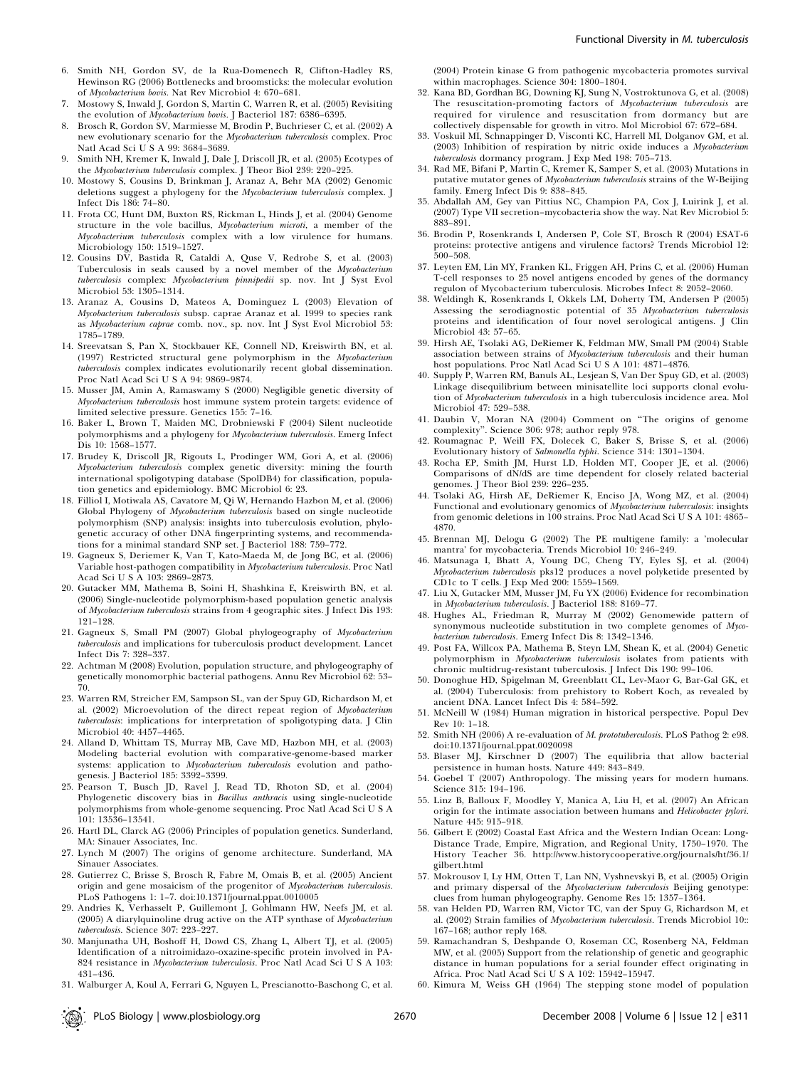6. Smith NH, Gordon SV, de la Rua-Domenech R, Clifton-Hadley RS, Hewinson RG (2006) Bottlenecks and broomsticks: the molecular evolution of *Mycobacterium bovis*. Nat Rev Microbiol 4: 670–681.
7. Mostowy S, Inwald J, Gordon S, Martin C, Warren R, et al. (2005) Revisiting the evolution of *Mycobacterium bovis*. J Bacteriol 187: 6386–6395.
8. Brosch R, Gordon SV, Marmiesse M, Brodin P, Buchrieser C, et al. (2002) A new evolutionary scenario for the *Mycobacterium tuberculosis* complex. Proc Natl Acad Sci U S A 99: 3684–3689.
9. Smith NH, Kremer K, Inwald J, Dale J, Driscoll JR, et al. (2005) Ecotypes of the *Mycobacterium tuberculosis* complex. J Theor Biol 239: 220–225.
10. Mostowy S, Cousins D, Brinkman J, Aranaz A, Behr MA (2002) Genomic deletions suggest a phylogeny for the *Mycobacterium tuberculosis* complex. J Infect Dis 186: 74–80.
11. Frota CC, Hunt DM, Buxton RS, Rickman L, Hinds J, et al. (2004) Genome structure in the vole bacillus, *Mycobacterium microti*, a member of the *Mycobacterium tuberculosis* complex with a low virulence for humans. Microbiology 150: 1519–1527.
12. Cousins DV, Bastida R, Cataldi A, Quse V, Redrobe S, et al. (2003) Tuberculosis in seals caused by a novel member of the *Mycobacterium tuberculosis* complex: *Mycobacterium pinnipedii* sp. nov. Int J Syst Evol Microbiol 53: 1305–1314.
13. Aranaz A, Cousins D, Mateos A, Dominguez L (2003) Elevation of *Mycobacterium tuberculosis* subsp. caprae Aranaz et al. 1999 to species rank as *Mycobacterium caprae* comb. nov., sp. nov. Int J Syst Evol Microbiol 53: 1785–1789.
14. Sreevatsan S, Pan X, Stockbauer KE, Connell ND, Kreiswirth BN, et al. (1997) Restricted structural gene polymorphism in the *Mycobacterium tuberculosis* complex indicates evolutionarily recent global dissemination. Proc Natl Acad Sci U S A 94: 9869–9874.
15. Musser JM, Amin A, Ramaswamy S (2000) Negligible genetic diversity of *Mycobacterium tuberculosis* host immune system protein targets: evidence of limited selective pressure. Genetics 155: 7–16.
16. Baker L, Brown T, Maiden MC, Drobniewski F (2004) Silent nucleotide polymorphisms and a phylogeny for *Mycobacterium tuberculosis*. Emerg Infect Dis 10: 1568–1577.
17. Brudey K, Driscoll JR, Rigouts L, Prodinger WM, Gori A, et al. (2006) *Mycobacterium tuberculosis* complex genetic diversity: mining the fourth international spoligotyping database (SpolDB4) for classification, population genetics and epidemiology. BMC Microbiol 6: 23.
18. Filliol I, Motiwala AS, Cavatore M, Qi W, Hernando Hazbon M, et al. (2006) Global Phylogeny of *Mycobacterium tuberculosis* based on single nucleotide polymorphism (SNP) analysis: insights into tuberculosis evolution, phylogenetic accuracy of other DNA fingerprinting systems, and recommendations for a minimal standard SNP set. J Bacteriol 188: 759–772.
19. Gagneux S, Deriemer K, Van T, Kato-Maeda M, de Jong BC, et al. (2006) Variable host-pathogen compatibility in *Mycobacterium tuberculosis*. Proc Natl Acad Sci U S A 103: 2869–2873.
20. Gutacker MM, Mathema B, Soini H, Shashkina E, Kreiswirth BN, et al. (2006) Single-nucleotide polymorphism-based population genetic analysis of *Mycobacterium tuberculosis* strains from 4 geographic sites. J Infect Dis 193: 121–128.
21. Gagneux S, Small PM (2007) Global phylogeography of *Mycobacterium tuberculosis* and implications for tuberculosis product development. Lancet Infect Dis 7: 328–337.
22. Achtman M (2008) Evolution, population structure, and phylogeography of genetically monomorphic bacterial pathogens. Annu Rev Microbiol 62: 53–70.
23. Warren RM, Streicher EM, Sampson SL, van der Spuy GD, Richardson M, et al. (2002) Microevolution of the direct repeat region of *Mycobacterium tuberculosis*: implications for interpretation of spoligotyping data. J Clin Microbiol 40: 4457–4465.
24. Alland D, Whittam TS, Murray MB, Cave MD, Hazbon MH, et al. (2003) Modeling bacterial evolution with comparative-genome-based marker systems: application to *Mycobacterium tuberculosis* evolution and pathogenesis. J Bacteriol 185: 3392–3399.
25. Pearson T, Busch JD, Ravel J, Read TD, Rhoton SD, et al. (2004) Phylogenetic discovery bias in *Bacillus anthracis* using single-nucleotide polymorphisms from whole-genome sequencing. Proc Natl Acad Sci U S A 101: 13536–13541.
26. Hartl DL, Clarck AG (2006) Principles of population genetics. Sunderland, MA: Sinauer Associates, Inc.
27. Lynch M (2007) The origins of genome architecture. Sunderland, MA Sinauer Associates.
28. Gutierrez C, Brisse S, Brosch R, Fabre M, Omais B, et al. (2005) Ancient origin and gene mosaicism of the progenitor of *Mycobacterium tuberculosis*. PLoS Pathogens 1: 1–7. doi:10.1371/journal.ppat.0010005
29. Andries K, Verhasselt P, Guillemont J, Gohlmann HW, Neefs JM, et al. (2005) A diarylquinoline drug active on the ATP synthase of *Mycobacterium tuberculosis*. Science 307: 223–227.
30. Manjunatha UH, Boshoff H, Dowd CS, Zhang L, Albert TJ, et al. (2005) Identification of a nitroimidazo-oxazine-specific protein involved in PA-824 resistance in *Mycobacterium tuberculosis*. Proc Natl Acad Sci U S A 103: 431–436.
31. Walburger A, Koul A, Ferrari G, Nguyen L, Prescianotto-Baschong C, et al. (2004) Protein kinase G from pathogenic mycobacteria promotes survival within macrophages. Science 304: 1800–1804.
32. Kana BD, Gordhan BG, Downing KJ, Sung N, Vostroktunova G, et al. (2008) The resuscitation-promoting factors of *Mycobacterium tuberculosis* are required for virulence and resuscitation from dormancy but are collectively dispensable for growth in vitro. Mol Microbiol 67: 672–684.
33. Voskuil MI, Schnappinger D, Visconti KC, Harrell MI, Dolganov GM, et al. (2003) Inhibition of respiration by nitric oxide induces a *Mycobacterium tuberculosis* dormancy program. J Exp Med 198: 705–713.
34. Rad ME, Bifani P, Martin C, Kremer K, Samper S, et al. (2003) Mutations in putative mutator genes of *Mycobacterium tuberculosis* strains of the W-Beijing family. Emerg Infect Dis 9: 838–845.
35. Abdallah AM, Gey van Pittius NC, Champion PA, Cox J, Luirink J, et al. (2007) Type VII secretion–mycobacteria show the way. Nat Rev Microbiol 5: 883–891.
36. Brodin P, Rosenkrands I, Andersen P, Cole ST, Brosch R (2004) ESAT-6 proteins: protective antigens and virulence factors? Trends Microbiol 12: 500–508.
37. Leyten EM, Lin MY, Franken KL, Friggen AH, Prins C, et al. (2006) Human T-cell responses to 25 novel antigens encoded by genes of the dormancy regulon of Mycobacterium tuberculosis. Microbes Infect 8: 2052–2060.
38. Weldingh K, Rosenkrands I, Okkels LM, Doherty TM, Andersen P (2005) Assessing the serodiagnostic potential of 35 *Mycobacterium tuberculosis* proteins and identification of four novel serological antigens. J Clin Microbiol 43: 57–65.
39. Hirsh AE, Tsolaki AG, DeRiemer K, Feldman MW, Small PM (2004) Stable association between strains of *Mycobacterium tuberculosis* and their human host populations. Proc Natl Acad Sci U S A 101: 4871–4876.
40. Supply P, Warren RM, Banuls AL, Lesjean S, Van Der Spuy GD, et al. (2003) Linkage disequilibrium between minisatellite loci supports clonal evolution of *Mycobacterium tuberculosis* in a high tuberculosis incidence area. Mol Microbiol 47: 529–538.
41. Daubin V, Moran NA (2004) Comment on "The origins of genome complexity". Science 306: 978; author reply 978.
42. Roumagnac P, Weill FX, Dolecek C, Baker S, Brisse S, et al. (2006) Evolutionary history of *Salmonella typhi*. Science 314: 1301–1304.
43. Rocha EP, Smith JM, Hurst LD, Holden MT, Cooper JE, et al. (2006) Comparisons of dN/dS are time dependent for closely related bacterial genomes. J Theor Biol 239: 226–235.
44. Tsolaki AG, Hirsh AE, DeRiemer K, Enciso JA, Wong MZ, et al. (2004) Functional and evolutionary genomics of *Mycobacterium tuberculosis*: insights from genomic deletions in 100 strains. Proc Natl Acad Sci U S A 101: 4865–4870.
45. Brennan MJ, Delogu G (2002) The PE multigene family: a 'molecular mantra' for mycobacteria. Trends Microbiol 10: 246–249.
46. Matsunaga I, Bhatt A, Young DC, Cheng TY, Eyles SJ, et al. (2004) *Mycobacterium tuberculosis* pks12 produces a novel polyketide presented by CD1c to T cells. J Exp Med 200: 1559–1569.
47. Liu X, Gutacker MM, Musser JM, Fu YX (2006) Evidence for recombination in *Mycobacterium tuberculosis*. J Bacteriol 188: 8169–77.
48. Hughes AL, Friedman R, Murray M (2002) Genomewide pattern of synonymous nucleotide substitution in two complete genomes of *Mycobacterium tuberculosis*. Emerg Infect Dis 8: 1342–1346.
49. Post FA, Willcox PA, Mathema B, Steyn LM, Shean K, et al. (2004) Genetic polymorphism in *Mycobacterium tuberculosis* isolates from patients with chronic multidrug-resistant tuberculosis. J Infect Dis 190: 99–106.
50. Donoghue HD, Spigelman M, Greenblatt CL, Lev-Maor G, Bar-Gal GK, et al. (2004) Tuberculosis: from prehistory to Robert Koch, as revealed by ancient DNA. Lancet Infect Dis 4: 584–592.
51. McNeill W (1984) Human migration in historical perspective. Popul Dev Rev 10: 1–18.
52. Smith NH (2006) A re-evaluation of *M. prototuberculosis*. PLoS Pathog 2: e98. doi:10.1371/journal.ppat.0020098
53. Blaser MJ, Kirschner D (2007) The equilibria that allow bacterial persistence in human hosts. Nature 449: 843–849.
54. Goebel T (2007) Anthropology. The missing years for modern humans. Science 315: 194–196.
55. Linz B, Balloux F, Moodley Y, Manica A, Liu H, et al. (2007) An African origin for the intimate association between humans and *Helicobacter pylori*. Nature 445: 915–918.
56. Gilbert E (2002) Coastal East Africa and the Western Indian Ocean: Long-Distance Trade, Empire, Migration, and Regional Unity, 1750–1970. The History Teacher 36. http://www.historycooperative.org/journals/ht/36.1/gilbert.html
57. Mokrousov I, Ly HM, Otten T, Lan NN, Vyshnevskyi B, et al. (2005) Origin and primary dispersal of the *Mycobacterium tuberculosis* Beijing genotype: clues from human phylogeography. Genome Res 15: 1357–1364.
58. van Helden PD, Warren RM, Victor TC, van der Spuy G, Richardson M, et al. (2002) Strain families of *Mycobacterium tuberculosis*. Trends Microbiol 10:: 167–168; author reply 168.
59. Ramachandran S, Deshpande O, Roseman CC, Rosenberg NA, Feldman MW, et al. (2005) Support from the relationship of genetic and geographic distance in human populations for a serial founder effect originating in Africa. Proc Natl Acad Sci U S A 102: 15942–15947.
60. Kimura M, Weiss GH (1964) The stepping stone model of population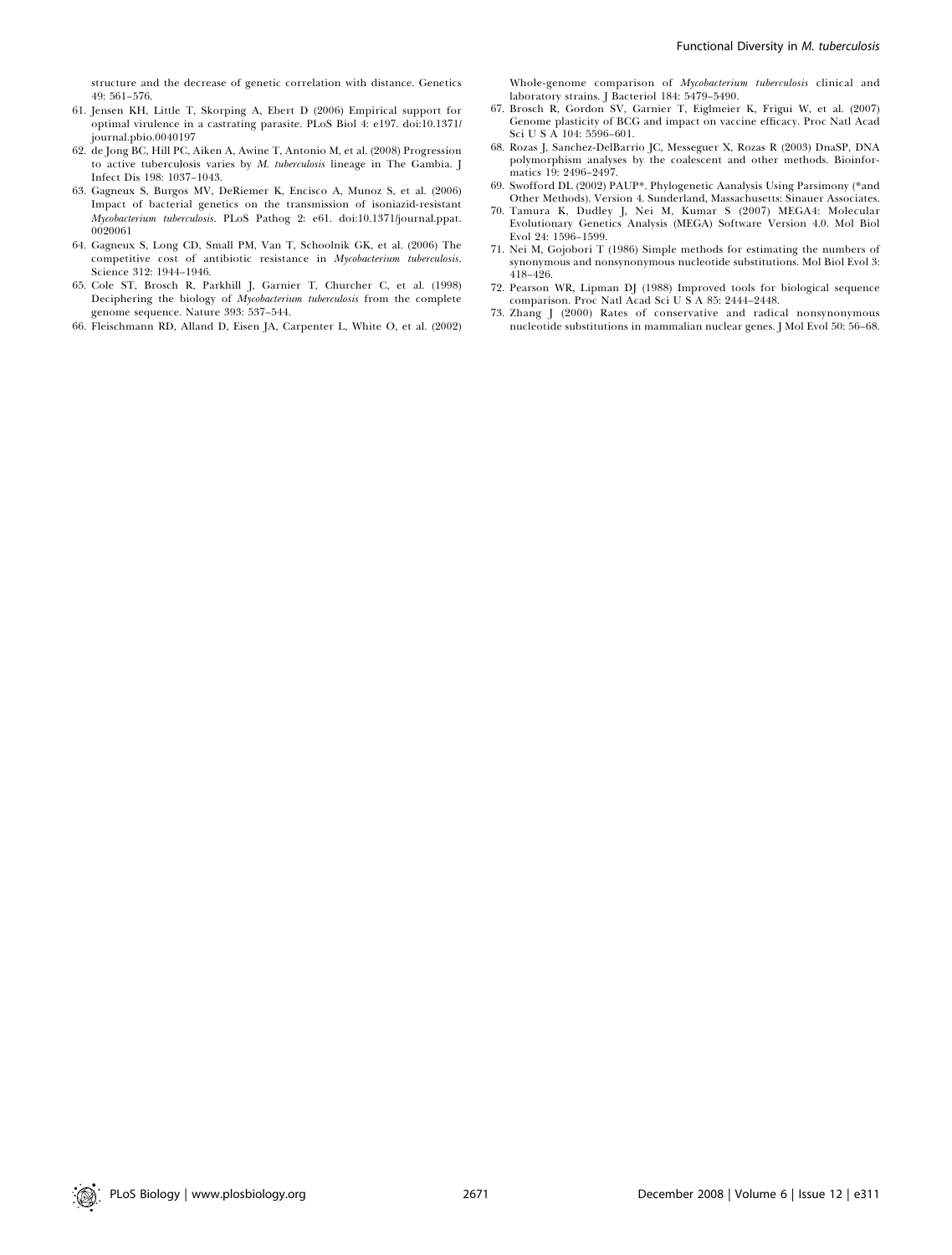structure and the decrease of genetic correlation with distance. Genetics 49: 561–576.

61. Jensen KH, Little T, Skorping A, Ebert D (2006) Empirical support for optimal virulence in a castrating parasite. PLoS Biol 4: e197. doi:10.1371/journal.pbio.0040197
62. de Jong BC, Hill PC, Aiken A, Awine T, Antonio M, et al. (2008) Progression to active tuberculosis varies by *M. tuberculosis* lineage in The Gambia. J Infect Dis 198: 1037–1043.
63. Gagneux S, Burgos MV, DeRiemer K, Encisco A, Munoz S, et al. (2006) Impact of bacterial genetics on the transmission of isoniazid-resistant *Mycobacterium tuberculosis*. PLoS Pathog 2: e61. doi:10.1371/journal.ppat.0020061
64. Gagneux S, Long CD, Small PM, Van T, Schoolnik GK, et al. (2006) The competitive cost of antibiotic resistance in *Mycobacterium tuberculosis*. Science 312: 1944–1946.
65. Cole ST, Brosch R, Parkhill J, Garnier T, Churcher C, et al. (1998) Deciphering the biology of *Mycobacterium tuberculosis* from the complete genome sequence. Nature 393: 537–544.
66. Fleischmann RD, Alland D, Eisen JA, Carpenter L, White O, et al. (2002) Whole-genome comparison of *Mycobacterium tuberculosis* clinical and laboratory strains. J Bacteriol 184: 5479–5490.
67. Brosch R, Gordon SV, Garnier T, Eiglmeier K, Frigui W, et al. (2007) Genome plasticity of BCG and impact on vaccine efficacy. Proc Natl Acad Sci U S A 104: 5596–601.
68. Rozas J, Sanchez-DelBarrio JC, Messeguer X, Rozas R (2003) DnaSP, DNA polymorphism analyses by the coalescent and other methods. Bioinformatics 19: 2496–2497.
69. Swofford DL (2002) PAUP*. Phylogenetic Aanalysis Using Parsimony (*and Other Methods). Version 4. Sunderland, Massachusetts: Sinauer Associates.
70. Tamura K, Dudley J, Nei M, Kumar S (2007) MEGA4: Molecular Evolutionary Genetics Analysis (MEGA) Software Version 4.0. Mol Biol Evol 24: 1596–1599.
71. Nei M, Gojobori T (1986) Simple methods for estimating the numbers of synonymous and nonsynonymous nucleotide substitutions. Mol Biol Evol 3: 418–426.
72. Pearson WR, Lipman DJ (1988) Improved tools for biological sequence comparison. Proc Natl Acad Sci U S A 85: 2444–2448.
73. Zhang J (2000) Rates of conservative and radical nonsynonymous nucleotide substitutions in mammalian nuclear genes. J Mol Evol 50: 56–68.